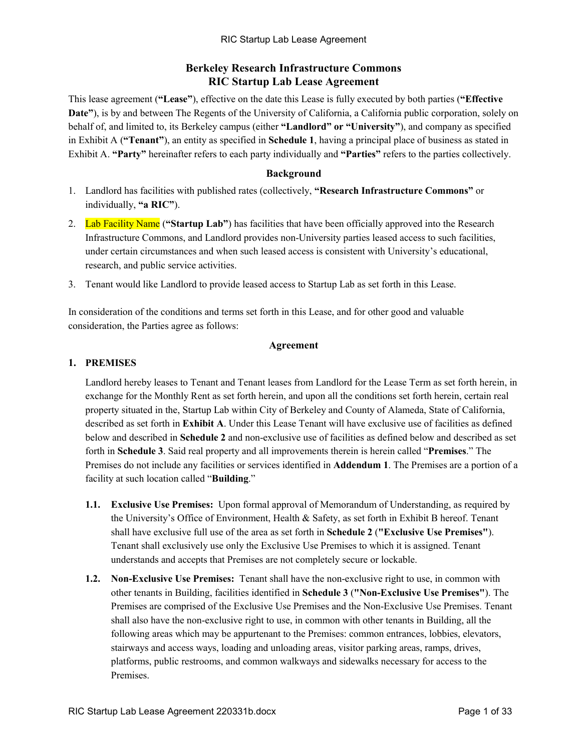# Berkeley Research Infrastructure Commons
# RIC Startup Lab Lease Agreement

This lease agreement (**"Lease"**), effective on the date this Lease is fully executed by both parties (**"Effective Date"**), is by and between The Regents of the University of California, a California public corporation, solely on behalf of, and limited to, its Berkeley campus (either **"Landlord" or "University"**), and company as specified in Exhibit A (**"Tenant"**), an entity as specified in **Schedule 1**, having a principal place of business as stated in Exhibit A. **"Party"** hereinafter refers to each party individually and **"Parties"** refers to the parties collectively.

### Background

1. Landlord has facilities with published rates (collectively, **"Research Infrastructure Commons"** or individually, **"a RIC"**).
2. Lab Facility Name (**"Startup Lab"**) has facilities that have been officially approved into the Research Infrastructure Commons, and Landlord provides non-University parties leased access to such facilities, under certain circumstances and when such leased access is consistent with University's educational, research, and public service activities.
3. Tenant would like Landlord to provide leased access to Startup Lab as set forth in this Lease.

In consideration of the conditions and terms set forth in this Lease, and for other good and valuable consideration, the Parties agree as follows:

### Agreement

**1. PREMISES**

Landlord hereby leases to Tenant and Tenant leases from Landlord for the Lease Term as set forth herein, in exchange for the Monthly Rent as set forth herein, and upon all the conditions set forth herein, certain real property situated in the, Startup Lab within City of Berkeley and County of Alameda, State of California, described as set forth in **Exhibit A**. Under this Lease Tenant will have exclusive use of facilities as defined below and described in **Schedule 2** and non-exclusive use of facilities as defined below and described as set forth in **Schedule 3**. Said real property and all improvements therein is herein called "**Premises**." The Premises do not include any facilities or services identified in **Addendum 1**. The Premises are a portion of a facility at such location called "**Building**."

**1.1. Exclusive Use Premises:** Upon formal approval of Memorandum of Understanding, as required by the University's Office of Environment, Health & Safety, as set forth in Exhibit B hereof. Tenant shall have exclusive full use of the area as set forth in **Schedule 2** (**"Exclusive Use Premises"**). Tenant shall exclusively use only the Exclusive Use Premises to which it is assigned. Tenant understands and accepts that Premises are not completely secure or lockable.

**1.2. Non-Exclusive Use Premises:** Tenant shall have the non-exclusive right to use, in common with other tenants in Building, facilities identified in **Schedule 3** (**"Non-Exclusive Use Premises"**). The Premises are comprised of the Exclusive Use Premises and the Non-Exclusive Use Premises. Tenant shall also have the non-exclusive right to use, in common with other tenants in Building, all the following areas which may be appurtenant to the Premises: common entrances, lobbies, elevators, stairways and access ways, loading and unloading areas, visitor parking areas, ramps, drives, platforms, public restrooms, and common walkways and sidewalks necessary for access to the Premises.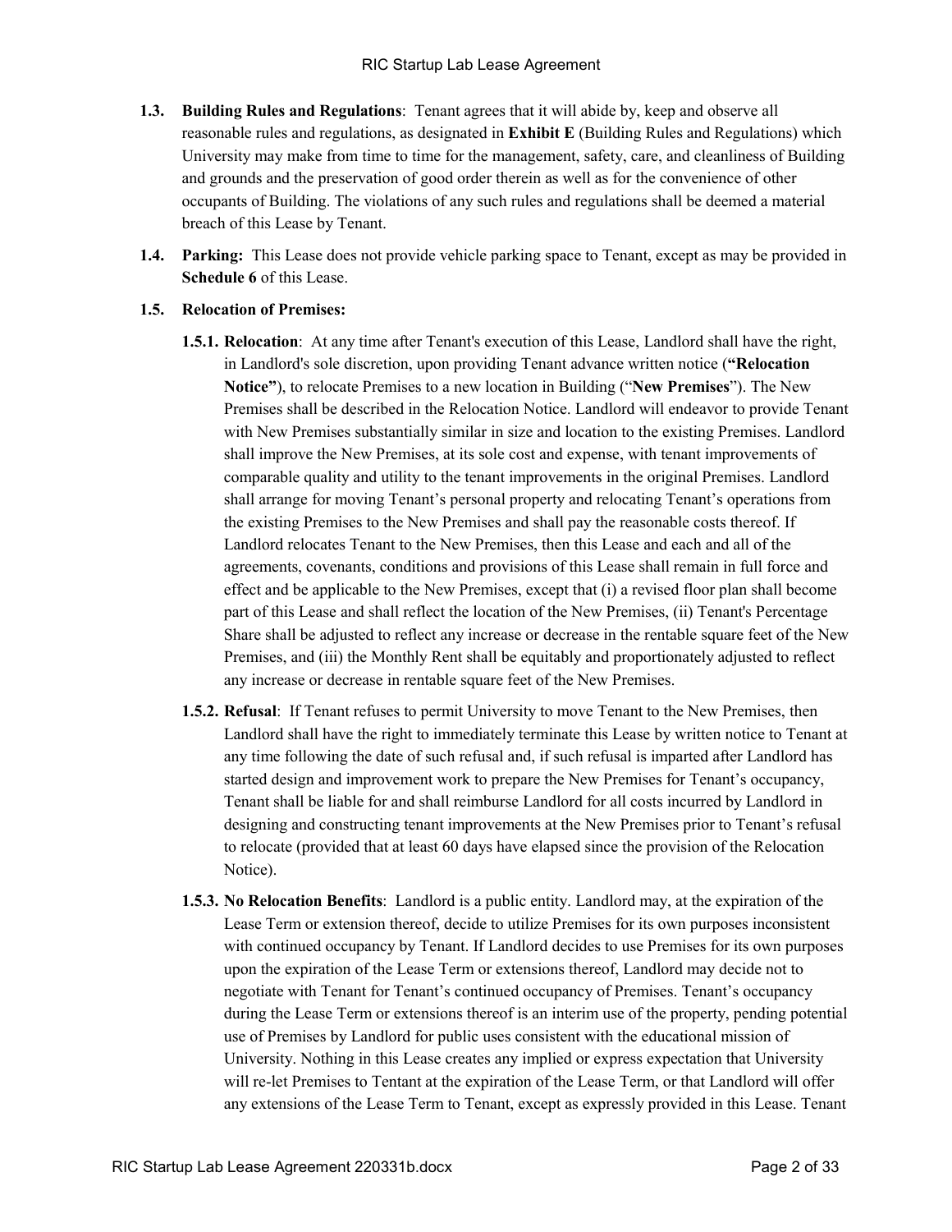**1.3. Building Rules and Regulations**: Tenant agrees that it will abide by, keep and observe all reasonable rules and regulations, as designated in **Exhibit E** (Building Rules and Regulations) which University may make from time to time for the management, safety, care, and cleanliness of Building and grounds and the preservation of good order therein as well as for the convenience of other occupants of Building. The violations of any such rules and regulations shall be deemed a material breach of this Lease by Tenant.

**1.4. Parking:** This Lease does not provide vehicle parking space to Tenant, except as may be provided in **Schedule 6** of this Lease.

**1.5. Relocation of Premises:**

**1.5.1. Relocation**: At any time after Tenant's execution of this Lease, Landlord shall have the right, in Landlord's sole discretion, upon providing Tenant advance written notice (**"Relocation Notice"**), to relocate Premises to a new location in Building ("**New Premises**"). The New Premises shall be described in the Relocation Notice. Landlord will endeavor to provide Tenant with New Premises substantially similar in size and location to the existing Premises. Landlord shall improve the New Premises, at its sole cost and expense, with tenant improvements of comparable quality and utility to the tenant improvements in the original Premises. Landlord shall arrange for moving Tenant's personal property and relocating Tenant's operations from the existing Premises to the New Premises and shall pay the reasonable costs thereof. If Landlord relocates Tenant to the New Premises, then this Lease and each and all of the agreements, covenants, conditions and provisions of this Lease shall remain in full force and effect and be applicable to the New Premises, except that (i) a revised floor plan shall become part of this Lease and shall reflect the location of the New Premises, (ii) Tenant's Percentage Share shall be adjusted to reflect any increase or decrease in the rentable square feet of the New Premises, and (iii) the Monthly Rent shall be equitably and proportionately adjusted to reflect any increase or decrease in rentable square feet of the New Premises.

**1.5.2. Refusal**: If Tenant refuses to permit University to move Tenant to the New Premises, then Landlord shall have the right to immediately terminate this Lease by written notice to Tenant at any time following the date of such refusal and, if such refusal is imparted after Landlord has started design and improvement work to prepare the New Premises for Tenant's occupancy, Tenant shall be liable for and shall reimburse Landlord for all costs incurred by Landlord in designing and constructing tenant improvements at the New Premises prior to Tenant's refusal to relocate (provided that at least 60 days have elapsed since the provision of the Relocation Notice).

**1.5.3. No Relocation Benefits**: Landlord is a public entity. Landlord may, at the expiration of the Lease Term or extension thereof, decide to utilize Premises for its own purposes inconsistent with continued occupancy by Tenant. If Landlord decides to use Premises for its own purposes upon the expiration of the Lease Term or extensions thereof, Landlord may decide not to negotiate with Tenant for Tenant's continued occupancy of Premises. Tenant's occupancy during the Lease Term or extensions thereof is an interim use of the property, pending potential use of Premises by Landlord for public uses consistent with the educational mission of University. Nothing in this Lease creates any implied or express expectation that University will re-let Premises to Tentant at the expiration of the Lease Term, or that Landlord will offer any extensions of the Lease Term to Tenant, except as expressly provided in this Lease. Tenant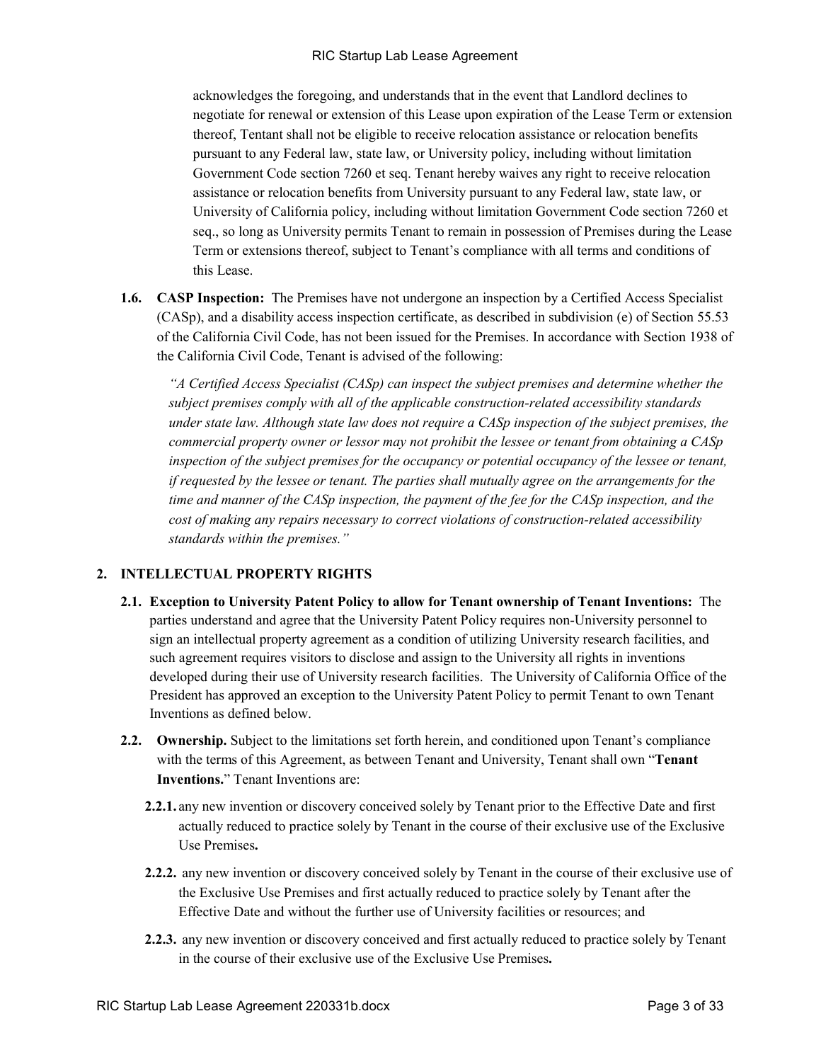acknowledges the foregoing, and understands that in the event that Landlord declines to negotiate for renewal or extension of this Lease upon expiration of the Lease Term or extension thereof, Tentant shall not be eligible to receive relocation assistance or relocation benefits pursuant to any Federal law, state law, or University policy, including without limitation Government Code section 7260 et seq. Tenant hereby waives any right to receive relocation assistance or relocation benefits from University pursuant to any Federal law, state law, or University of California policy, including without limitation Government Code section 7260 et seq., so long as University permits Tenant to remain in possession of Premises during the Lease Term or extensions thereof, subject to Tenant's compliance with all terms and conditions of this Lease.

**1.6. CASP Inspection:** The Premises have not undergone an inspection by a Certified Access Specialist (CASp), and a disability access inspection certificate, as described in subdivision (e) of Section 55.53 of the California Civil Code, has not been issued for the Premises. In accordance with Section 1938 of the California Civil Code, Tenant is advised of the following:

*"A Certified Access Specialist (CASp) can inspect the subject premises and determine whether the subject premises comply with all of the applicable construction-related accessibility standards under state law. Although state law does not require a CASp inspection of the subject premises, the commercial property owner or lessor may not prohibit the lessee or tenant from obtaining a CASp inspection of the subject premises for the occupancy or potential occupancy of the lessee or tenant, if requested by the lessee or tenant. The parties shall mutually agree on the arrangements for the time and manner of the CASp inspection, the payment of the fee for the CASp inspection, and the cost of making any repairs necessary to correct violations of construction-related accessibility standards within the premises."*

## 2. INTELLECTUAL PROPERTY RIGHTS

**2.1. Exception to University Patent Policy to allow for Tenant ownership of Tenant Inventions:** The parties understand and agree that the University Patent Policy requires non-University personnel to sign an intellectual property agreement as a condition of utilizing University research facilities, and such agreement requires visitors to disclose and assign to the University all rights in inventions developed during their use of University research facilities. The University of California Office of the President has approved an exception to the University Patent Policy to permit Tenant to own Tenant Inventions as defined below.

**2.2. Ownership.** Subject to the limitations set forth herein, and conditioned upon Tenant's compliance with the terms of this Agreement, as between Tenant and University, Tenant shall own "**Tenant Inventions.**" Tenant Inventions are:

**2.2.1.** any new invention or discovery conceived solely by Tenant prior to the Effective Date and first actually reduced to practice solely by Tenant in the course of their exclusive use of the Exclusive Use Premises**.**

**2.2.2.** any new invention or discovery conceived solely by Tenant in the course of their exclusive use of the Exclusive Use Premises and first actually reduced to practice solely by Tenant after the Effective Date and without the further use of University facilities or resources; and

**2.2.3.** any new invention or discovery conceived and first actually reduced to practice solely by Tenant in the course of their exclusive use of the Exclusive Use Premises**.**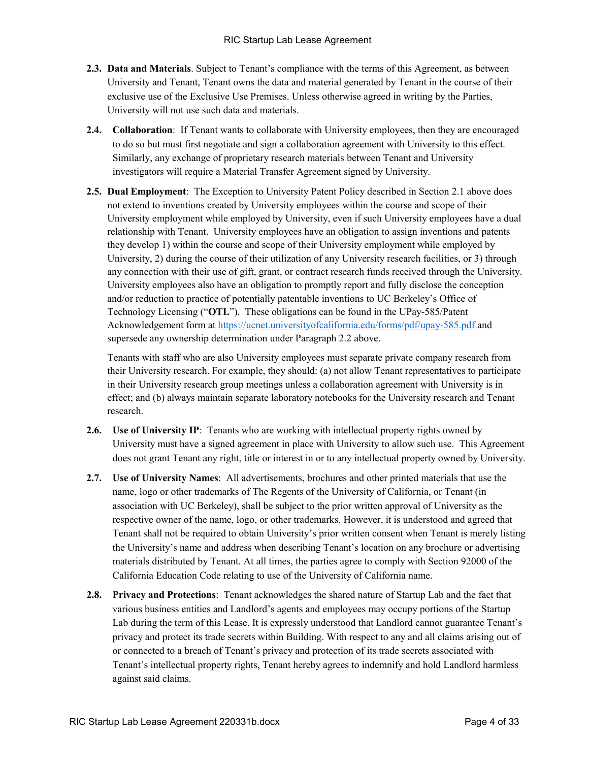**2.3. Data and Materials**. Subject to Tenant's compliance with the terms of this Agreement, as between University and Tenant, Tenant owns the data and material generated by Tenant in the course of their exclusive use of the Exclusive Use Premises. Unless otherwise agreed in writing by the Parties, University will not use such data and materials.

**2.4. Collaboration**: If Tenant wants to collaborate with University employees, then they are encouraged to do so but must first negotiate and sign a collaboration agreement with University to this effect. Similarly, any exchange of proprietary research materials between Tenant and University investigators will require a Material Transfer Agreement signed by University.

**2.5. Dual Employment**: The Exception to University Patent Policy described in Section 2.1 above does not extend to inventions created by University employees within the course and scope of their University employment while employed by University, even if such University employees have a dual relationship with Tenant. University employees have an obligation to assign inventions and patents they develop 1) within the course and scope of their University employment while employed by University, 2) during the course of their utilization of any University research facilities, or 3) through any connection with their use of gift, grant, or contract research funds received through the University. University employees also have an obligation to promptly report and fully disclose the conception and/or reduction to practice of potentially patentable inventions to UC Berkeley's Office of Technology Licensing ("**OTL**"). These obligations can be found in the UPay-585/Patent Acknowledgement form at https://ucnet.universityofcalifornia.edu/forms/pdf/upay-585.pdf and supersede any ownership determination under Paragraph 2.2 above.

Tenants with staff who are also University employees must separate private company research from their University research. For example, they should: (a) not allow Tenant representatives to participate in their University research group meetings unless a collaboration agreement with University is in effect; and (b) always maintain separate laboratory notebooks for the University research and Tenant research.

**2.6. Use of University IP**: Tenants who are working with intellectual property rights owned by University must have a signed agreement in place with University to allow such use. This Agreement does not grant Tenant any right, title or interest in or to any intellectual property owned by University.

**2.7. Use of University Names**: All advertisements, brochures and other printed materials that use the name, logo or other trademarks of The Regents of the University of California, or Tenant (in association with UC Berkeley), shall be subject to the prior written approval of University as the respective owner of the name, logo, or other trademarks. However, it is understood and agreed that Tenant shall not be required to obtain University's prior written consent when Tenant is merely listing the University's name and address when describing Tenant's location on any brochure or advertising materials distributed by Tenant. At all times, the parties agree to comply with Section 92000 of the California Education Code relating to use of the University of California name.

**2.8. Privacy and Protections**: Tenant acknowledges the shared nature of Startup Lab and the fact that various business entities and Landlord's agents and employees may occupy portions of the Startup Lab during the term of this Lease. It is expressly understood that Landlord cannot guarantee Tenant's privacy and protect its trade secrets within Building. With respect to any and all claims arising out of or connected to a breach of Tenant's privacy and protection of its trade secrets associated with Tenant's intellectual property rights, Tenant hereby agrees to indemnify and hold Landlord harmless against said claims.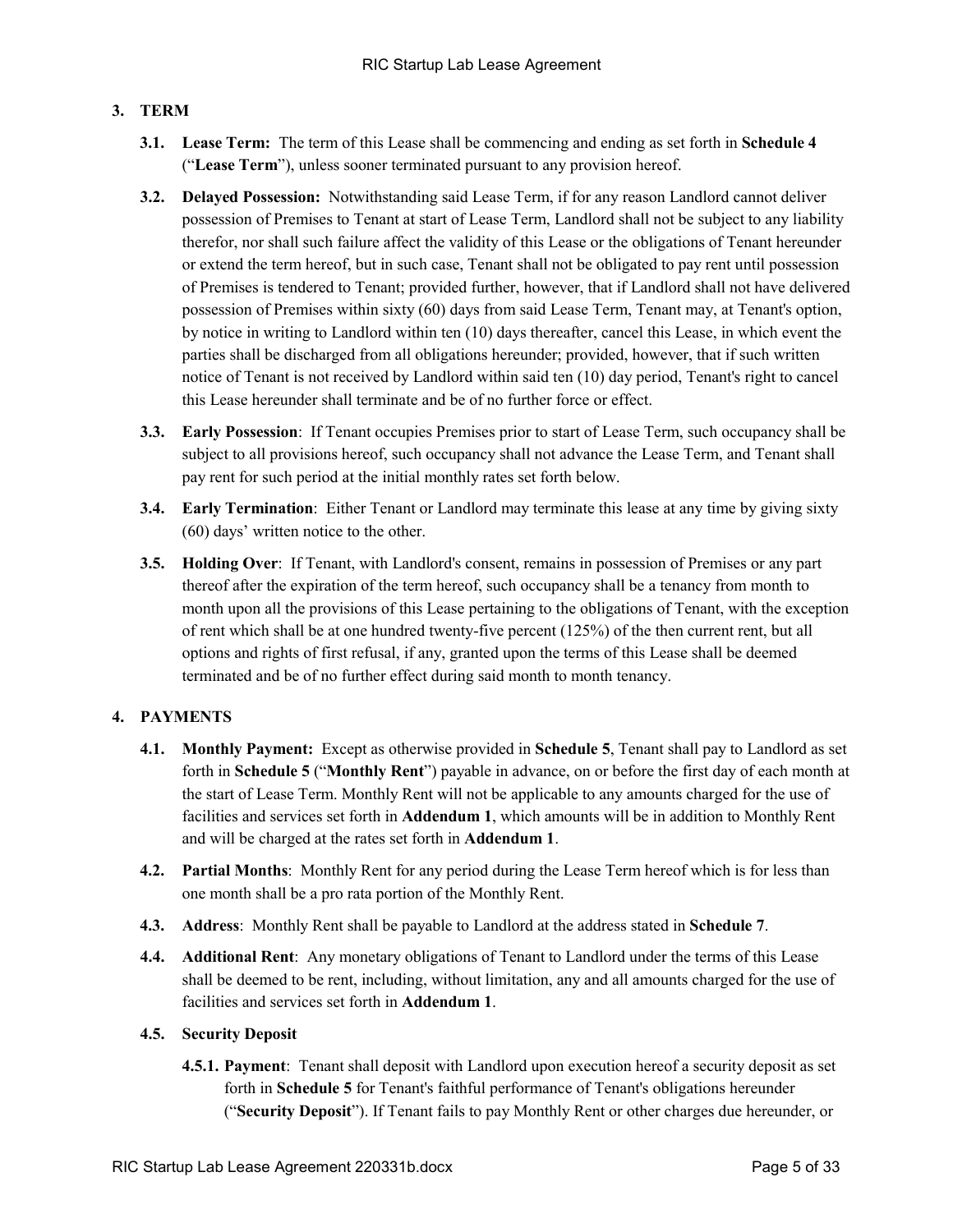## 3. TERM

**3.1. Lease Term:** The term of this Lease shall be commencing and ending as set forth in **Schedule 4** ("**Lease Term**"), unless sooner terminated pursuant to any provision hereof.

**3.2. Delayed Possession:** Notwithstanding said Lease Term, if for any reason Landlord cannot deliver possession of Premises to Tenant at start of Lease Term, Landlord shall not be subject to any liability therefor, nor shall such failure affect the validity of this Lease or the obligations of Tenant hereunder or extend the term hereof, but in such case, Tenant shall not be obligated to pay rent until possession of Premises is tendered to Tenant; provided further, however, that if Landlord shall not have delivered possession of Premises within sixty (60) days from said Lease Term, Tenant may, at Tenant's option, by notice in writing to Landlord within ten (10) days thereafter, cancel this Lease, in which event the parties shall be discharged from all obligations hereunder; provided, however, that if such written notice of Tenant is not received by Landlord within said ten (10) day period, Tenant's right to cancel this Lease hereunder shall terminate and be of no further force or effect.

**3.3. Early Possession**: If Tenant occupies Premises prior to start of Lease Term, such occupancy shall be subject to all provisions hereof, such occupancy shall not advance the Lease Term, and Tenant shall pay rent for such period at the initial monthly rates set forth below.

**3.4. Early Termination**: Either Tenant or Landlord may terminate this lease at any time by giving sixty (60) days' written notice to the other.

**3.5. Holding Over**: If Tenant, with Landlord's consent, remains in possession of Premises or any part thereof after the expiration of the term hereof, such occupancy shall be a tenancy from month to month upon all the provisions of this Lease pertaining to the obligations of Tenant, with the exception of rent which shall be at one hundred twenty-five percent (125%) of the then current rent, but all options and rights of first refusal, if any, granted upon the terms of this Lease shall be deemed terminated and be of no further effect during said month to month tenancy.

## 4. PAYMENTS

**4.1. Monthly Payment:** Except as otherwise provided in **Schedule 5**, Tenant shall pay to Landlord as set forth in **Schedule 5** ("**Monthly Rent**") payable in advance, on or before the first day of each month at the start of Lease Term. Monthly Rent will not be applicable to any amounts charged for the use of facilities and services set forth in **Addendum 1**, which amounts will be in addition to Monthly Rent and will be charged at the rates set forth in **Addendum 1**.

**4.2. Partial Months**: Monthly Rent for any period during the Lease Term hereof which is for less than one month shall be a pro rata portion of the Monthly Rent.

**4.3. Address**: Monthly Rent shall be payable to Landlord at the address stated in **Schedule 7**.

**4.4. Additional Rent**: Any monetary obligations of Tenant to Landlord under the terms of this Lease shall be deemed to be rent, including, without limitation, any and all amounts charged for the use of facilities and services set forth in **Addendum 1**.

**4.5. Security Deposit**

**4.5.1. Payment**: Tenant shall deposit with Landlord upon execution hereof a security deposit as set forth in **Schedule 5** for Tenant's faithful performance of Tenant's obligations hereunder ("**Security Deposit**"). If Tenant fails to pay Monthly Rent or other charges due hereunder, or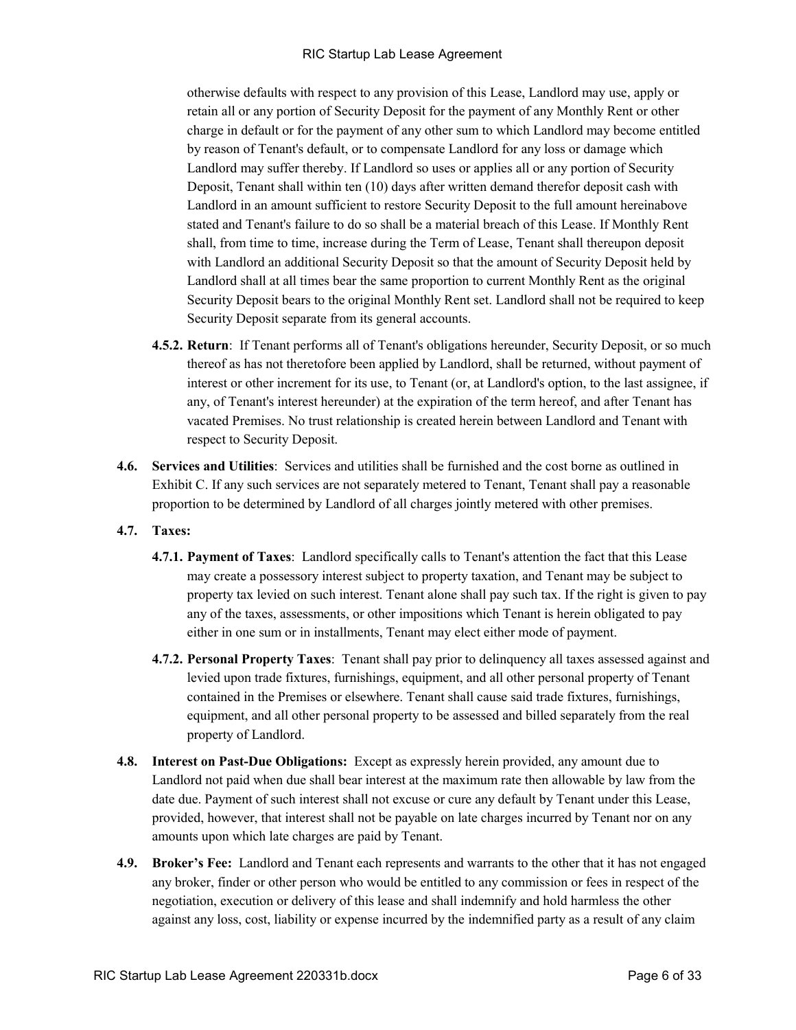otherwise defaults with respect to any provision of this Lease, Landlord may use, apply or retain all or any portion of Security Deposit for the payment of any Monthly Rent or other charge in default or for the payment of any other sum to which Landlord may become entitled by reason of Tenant's default, or to compensate Landlord for any loss or damage which Landlord may suffer thereby. If Landlord so uses or applies all or any portion of Security Deposit, Tenant shall within ten (10) days after written demand therefor deposit cash with Landlord in an amount sufficient to restore Security Deposit to the full amount hereinabove stated and Tenant's failure to do so shall be a material breach of this Lease. If Monthly Rent shall, from time to time, increase during the Term of Lease, Tenant shall thereupon deposit with Landlord an additional Security Deposit so that the amount of Security Deposit held by Landlord shall at all times bear the same proportion to current Monthly Rent as the original Security Deposit bears to the original Monthly Rent set. Landlord shall not be required to keep Security Deposit separate from its general accounts.

**4.5.2. Return**: If Tenant performs all of Tenant's obligations hereunder, Security Deposit, or so much thereof as has not theretofore been applied by Landlord, shall be returned, without payment of interest or other increment for its use, to Tenant (or, at Landlord's option, to the last assignee, if any, of Tenant's interest hereunder) at the expiration of the term hereof, and after Tenant has vacated Premises. No trust relationship is created herein between Landlord and Tenant with respect to Security Deposit.

**4.6. Services and Utilities**: Services and utilities shall be furnished and the cost borne as outlined in Exhibit C. If any such services are not separately metered to Tenant, Tenant shall pay a reasonable proportion to be determined by Landlord of all charges jointly metered with other premises.

**4.7. Taxes:**

**4.7.1. Payment of Taxes**: Landlord specifically calls to Tenant's attention the fact that this Lease may create a possessory interest subject to property taxation, and Tenant may be subject to property tax levied on such interest. Tenant alone shall pay such tax. If the right is given to pay any of the taxes, assessments, or other impositions which Tenant is herein obligated to pay either in one sum or in installments, Tenant may elect either mode of payment.

**4.7.2. Personal Property Taxes**: Tenant shall pay prior to delinquency all taxes assessed against and levied upon trade fixtures, furnishings, equipment, and all other personal property of Tenant contained in the Premises or elsewhere. Tenant shall cause said trade fixtures, furnishings, equipment, and all other personal property to be assessed and billed separately from the real property of Landlord.

**4.8. Interest on Past-Due Obligations:** Except as expressly herein provided, any amount due to Landlord not paid when due shall bear interest at the maximum rate then allowable by law from the date due. Payment of such interest shall not excuse or cure any default by Tenant under this Lease, provided, however, that interest shall not be payable on late charges incurred by Tenant nor on any amounts upon which late charges are paid by Tenant.

**4.9. Broker's Fee:** Landlord and Tenant each represents and warrants to the other that it has not engaged any broker, finder or other person who would be entitled to any commission or fees in respect of the negotiation, execution or delivery of this lease and shall indemnify and hold harmless the other against any loss, cost, liability or expense incurred by the indemnified party as a result of any claim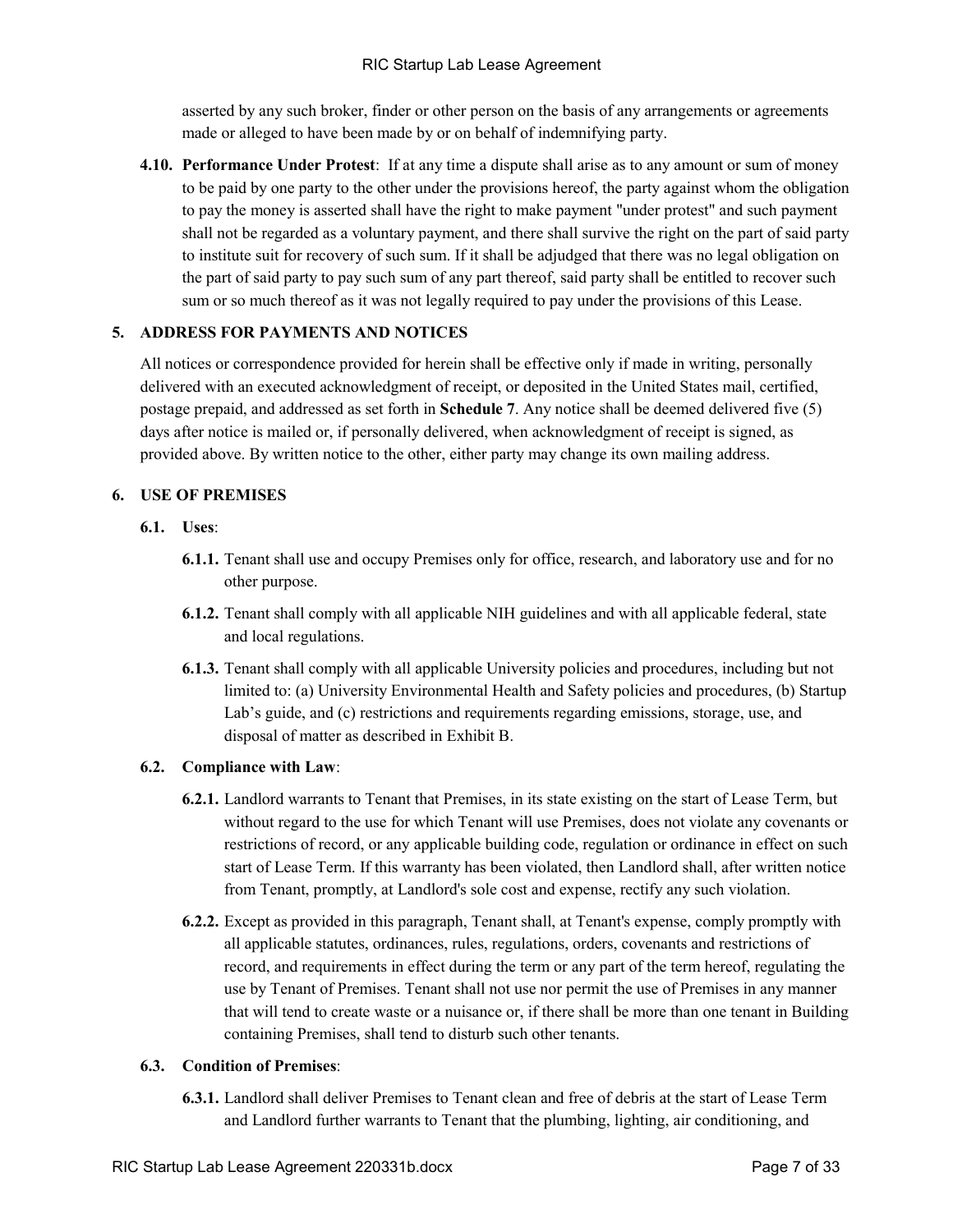asserted by any such broker, finder or other person on the basis of any arrangements or agreements made or alleged to have been made by or on behalf of indemnifying party.

**4.10. Performance Under Protest**: If at any time a dispute shall arise as to any amount or sum of money to be paid by one party to the other under the provisions hereof, the party against whom the obligation to pay the money is asserted shall have the right to make payment "under protest" and such payment shall not be regarded as a voluntary payment, and there shall survive the right on the part of said party to institute suit for recovery of such sum. If it shall be adjudged that there was no legal obligation on the part of said party to pay such sum of any part thereof, said party shall be entitled to recover such sum or so much thereof as it was not legally required to pay under the provisions of this Lease.

## 5. ADDRESS FOR PAYMENTS AND NOTICES

All notices or correspondence provided for herein shall be effective only if made in writing, personally delivered with an executed acknowledgment of receipt, or deposited in the United States mail, certified, postage prepaid, and addressed as set forth in **Schedule 7**. Any notice shall be deemed delivered five (5) days after notice is mailed or, if personally delivered, when acknowledgment of receipt is signed, as provided above. By written notice to the other, either party may change its own mailing address.

## 6. USE OF PREMISES

**6.1. Uses**:

**6.1.1.** Tenant shall use and occupy Premises only for office, research, and laboratory use and for no other purpose.

**6.1.2.** Tenant shall comply with all applicable NIH guidelines and with all applicable federal, state and local regulations.

**6.1.3.** Tenant shall comply with all applicable University policies and procedures, including but not limited to: (a) University Environmental Health and Safety policies and procedures, (b) Startup Lab's guide, and (c) restrictions and requirements regarding emissions, storage, use, and disposal of matter as described in Exhibit B.

**6.2. Compliance with Law**:

**6.2.1.** Landlord warrants to Tenant that Premises, in its state existing on the start of Lease Term, but without regard to the use for which Tenant will use Premises, does not violate any covenants or restrictions of record, or any applicable building code, regulation or ordinance in effect on such start of Lease Term. If this warranty has been violated, then Landlord shall, after written notice from Tenant, promptly, at Landlord's sole cost and expense, rectify any such violation.

**6.2.2.** Except as provided in this paragraph, Tenant shall, at Tenant's expense, comply promptly with all applicable statutes, ordinances, rules, regulations, orders, covenants and restrictions of record, and requirements in effect during the term or any part of the term hereof, regulating the use by Tenant of Premises. Tenant shall not use nor permit the use of Premises in any manner that will tend to create waste or a nuisance or, if there shall be more than one tenant in Building containing Premises, shall tend to disturb such other tenants.

**6.3. Condition of Premises**:

**6.3.1.** Landlord shall deliver Premises to Tenant clean and free of debris at the start of Lease Term and Landlord further warrants to Tenant that the plumbing, lighting, air conditioning, and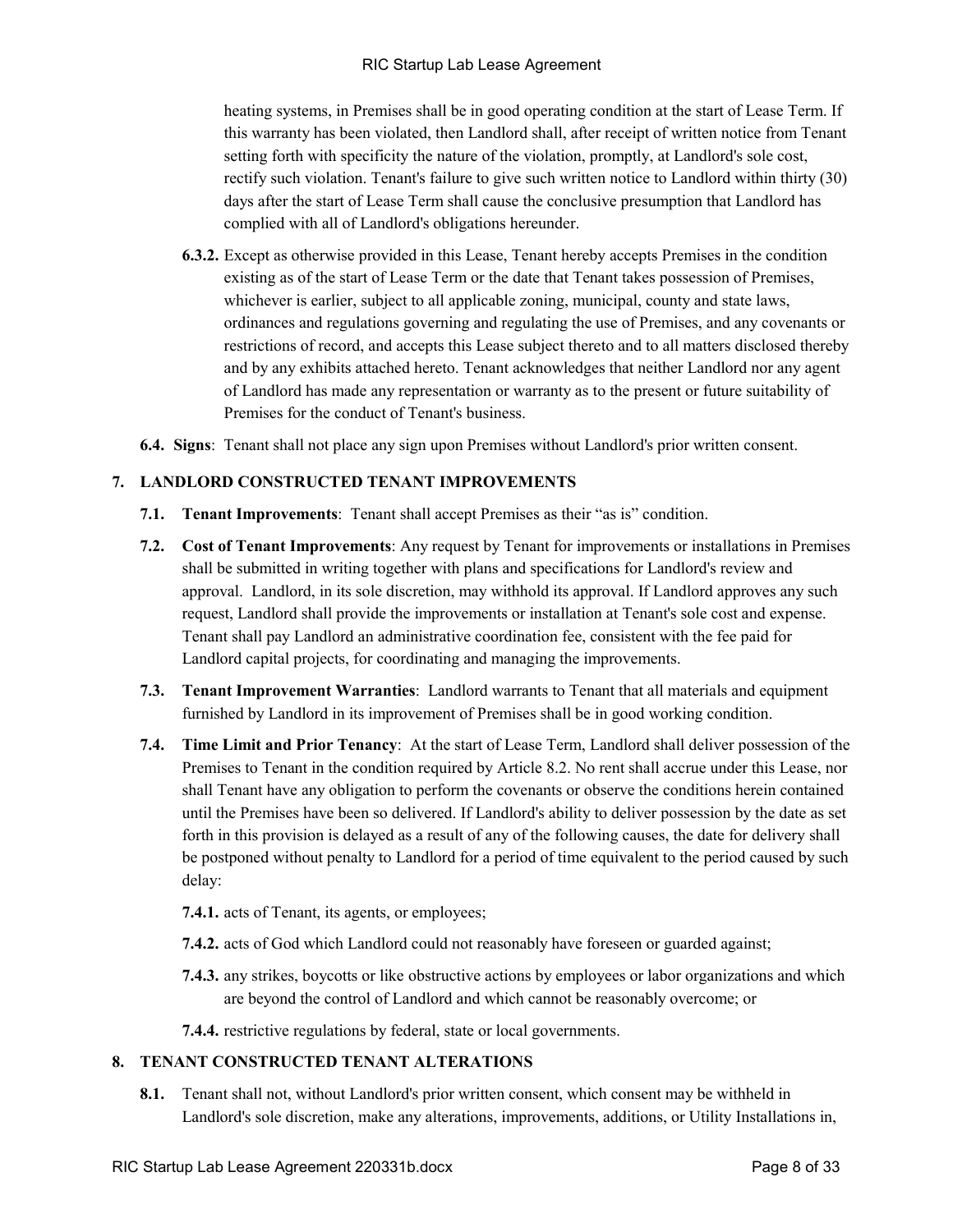heating systems, in Premises shall be in good operating condition at the start of Lease Term. If this warranty has been violated, then Landlord shall, after receipt of written notice from Tenant setting forth with specificity the nature of the violation, promptly, at Landlord's sole cost, rectify such violation. Tenant's failure to give such written notice to Landlord within thirty (30) days after the start of Lease Term shall cause the conclusive presumption that Landlord has complied with all of Landlord's obligations hereunder.

**6.3.2.** Except as otherwise provided in this Lease, Tenant hereby accepts Premises in the condition existing as of the start of Lease Term or the date that Tenant takes possession of Premises, whichever is earlier, subject to all applicable zoning, municipal, county and state laws, ordinances and regulations governing and regulating the use of Premises, and any covenants or restrictions of record, and accepts this Lease subject thereto and to all matters disclosed thereby and by any exhibits attached hereto. Tenant acknowledges that neither Landlord nor any agent of Landlord has made any representation or warranty as to the present or future suitability of Premises for the conduct of Tenant's business.

**6.4. Signs**: Tenant shall not place any sign upon Premises without Landlord's prior written consent.

## 7. LANDLORD CONSTRUCTED TENANT IMPROVEMENTS

**7.1. Tenant Improvements**: Tenant shall accept Premises as their "as is" condition.

**7.2. Cost of Tenant Improvements**: Any request by Tenant for improvements or installations in Premises shall be submitted in writing together with plans and specifications for Landlord's review and approval. Landlord, in its sole discretion, may withhold its approval. If Landlord approves any such request, Landlord shall provide the improvements or installation at Tenant's sole cost and expense. Tenant shall pay Landlord an administrative coordination fee, consistent with the fee paid for Landlord capital projects, for coordinating and managing the improvements.

**7.3. Tenant Improvement Warranties**: Landlord warrants to Tenant that all materials and equipment furnished by Landlord in its improvement of Premises shall be in good working condition.

**7.4. Time Limit and Prior Tenancy**: At the start of Lease Term, Landlord shall deliver possession of the Premises to Tenant in the condition required by Article 8.2. No rent shall accrue under this Lease, nor shall Tenant have any obligation to perform the covenants or observe the conditions herein contained until the Premises have been so delivered. If Landlord's ability to deliver possession by the date as set forth in this provision is delayed as a result of any of the following causes, the date for delivery shall be postponed without penalty to Landlord for a period of time equivalent to the period caused by such delay:

**7.4.1.** acts of Tenant, its agents, or employees;

**7.4.2.** acts of God which Landlord could not reasonably have foreseen or guarded against;

**7.4.3.** any strikes, boycotts or like obstructive actions by employees or labor organizations and which are beyond the control of Landlord and which cannot be reasonably overcome; or

**7.4.4.** restrictive regulations by federal, state or local governments.

## 8. TENANT CONSTRUCTED TENANT ALTERATIONS

**8.1.** Tenant shall not, without Landlord's prior written consent, which consent may be withheld in Landlord's sole discretion, make any alterations, improvements, additions, or Utility Installations in,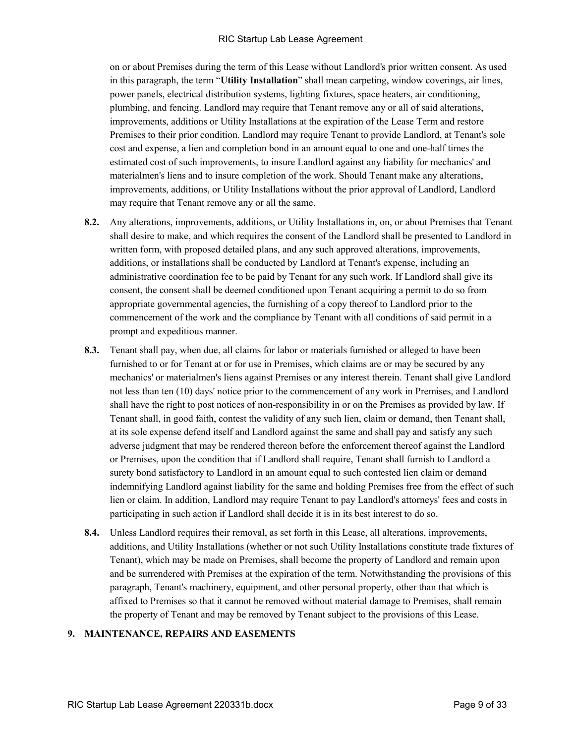on or about Premises during the term of this Lease without Landlord's prior written consent. As used in this paragraph, the term "**Utility Installation**" shall mean carpeting, window coverings, air lines, power panels, electrical distribution systems, lighting fixtures, space heaters, air conditioning, plumbing, and fencing. Landlord may require that Tenant remove any or all of said alterations, improvements, additions or Utility Installations at the expiration of the Lease Term and restore Premises to their prior condition. Landlord may require Tenant to provide Landlord, at Tenant's sole cost and expense, a lien and completion bond in an amount equal to one and one-half times the estimated cost of such improvements, to insure Landlord against any liability for mechanics' and materialmen's liens and to insure completion of the work. Should Tenant make any alterations, improvements, additions, or Utility Installations without the prior approval of Landlord, Landlord may require that Tenant remove any or all the same.

**8.2.** Any alterations, improvements, additions, or Utility Installations in, on, or about Premises that Tenant shall desire to make, and which requires the consent of the Landlord shall be presented to Landlord in written form, with proposed detailed plans, and any such approved alterations, improvements, additions, or installations shall be conducted by Landlord at Tenant's expense, including an administrative coordination fee to be paid by Tenant for any such work. If Landlord shall give its consent, the consent shall be deemed conditioned upon Tenant acquiring a permit to do so from appropriate governmental agencies, the furnishing of a copy thereof to Landlord prior to the commencement of the work and the compliance by Tenant with all conditions of said permit in a prompt and expeditious manner.

**8.3.** Tenant shall pay, when due, all claims for labor or materials furnished or alleged to have been furnished to or for Tenant at or for use in Premises, which claims are or may be secured by any mechanics' or materialmen's liens against Premises or any interest therein. Tenant shall give Landlord not less than ten (10) days' notice prior to the commencement of any work in Premises, and Landlord shall have the right to post notices of non-responsibility in or on the Premises as provided by law. If Tenant shall, in good faith, contest the validity of any such lien, claim or demand, then Tenant shall, at its sole expense defend itself and Landlord against the same and shall pay and satisfy any such adverse judgment that may be rendered thereon before the enforcement thereof against the Landlord or Premises, upon the condition that if Landlord shall require, Tenant shall furnish to Landlord a surety bond satisfactory to Landlord in an amount equal to such contested lien claim or demand indemnifying Landlord against liability for the same and holding Premises free from the effect of such lien or claim. In addition, Landlord may require Tenant to pay Landlord's attorneys' fees and costs in participating in such action if Landlord shall decide it is in its best interest to do so.

**8.4.** Unless Landlord requires their removal, as set forth in this Lease, all alterations, improvements, additions, and Utility Installations (whether or not such Utility Installations constitute trade fixtures of Tenant), which may be made on Premises, shall become the property of Landlord and remain upon and be surrendered with Premises at the expiration of the term. Notwithstanding the provisions of this paragraph, Tenant's machinery, equipment, and other personal property, other than that which is affixed to Premises so that it cannot be removed without material damage to Premises, shall remain the property of Tenant and may be removed by Tenant subject to the provisions of this Lease.

## 9. MAINTENANCE, REPAIRS AND EASEMENTS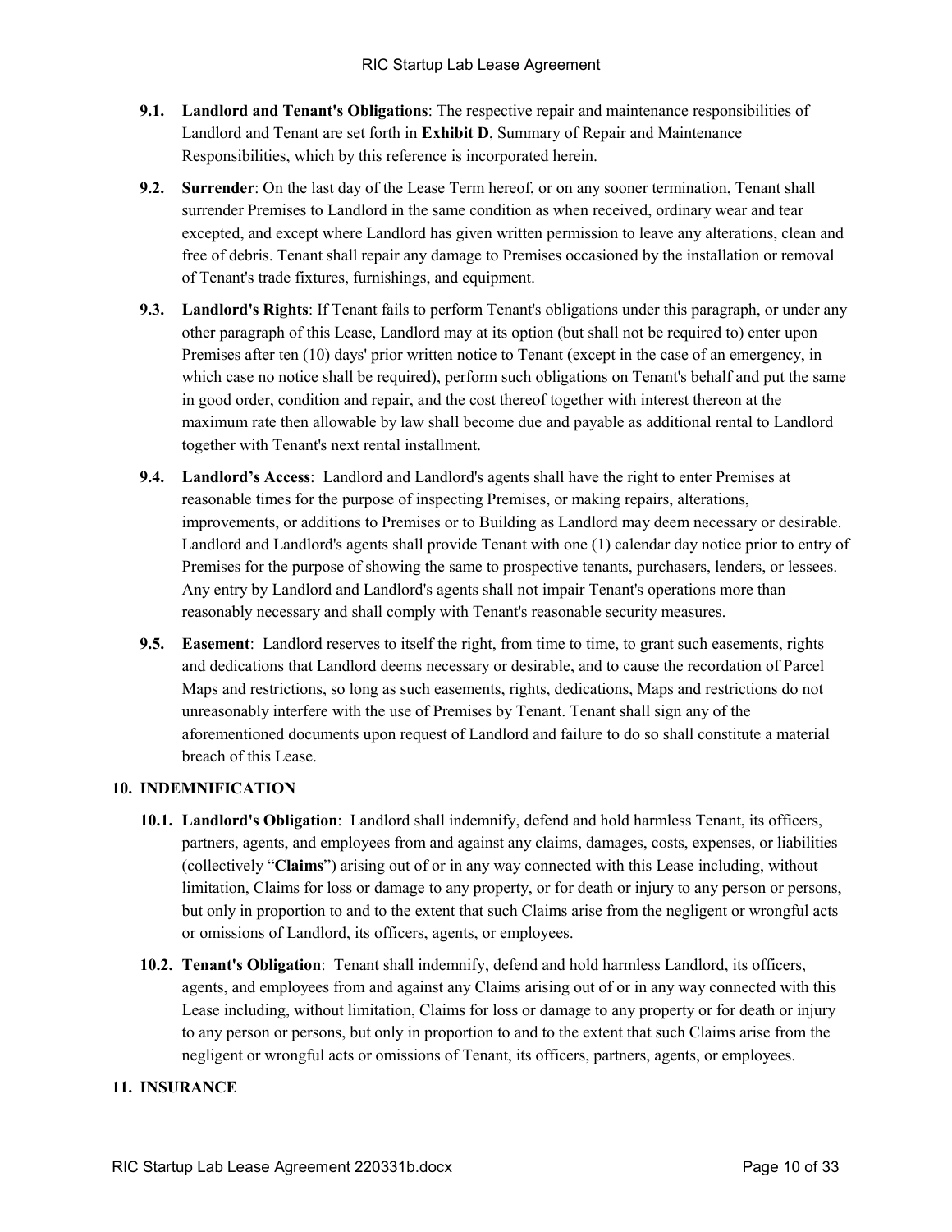**9.1. Landlord and Tenant's Obligations**: The respective repair and maintenance responsibilities of Landlord and Tenant are set forth in **Exhibit D**, Summary of Repair and Maintenance Responsibilities, which by this reference is incorporated herein.

**9.2. Surrender**: On the last day of the Lease Term hereof, or on any sooner termination, Tenant shall surrender Premises to Landlord in the same condition as when received, ordinary wear and tear excepted, and except where Landlord has given written permission to leave any alterations, clean and free of debris. Tenant shall repair any damage to Premises occasioned by the installation or removal of Tenant's trade fixtures, furnishings, and equipment.

**9.3. Landlord's Rights**: If Tenant fails to perform Tenant's obligations under this paragraph, or under any other paragraph of this Lease, Landlord may at its option (but shall not be required to) enter upon Premises after ten (10) days' prior written notice to Tenant (except in the case of an emergency, in which case no notice shall be required), perform such obligations on Tenant's behalf and put the same in good order, condition and repair, and the cost thereof together with interest thereon at the maximum rate then allowable by law shall become due and payable as additional rental to Landlord together with Tenant's next rental installment.

**9.4. Landlord's Access**: Landlord and Landlord's agents shall have the right to enter Premises at reasonable times for the purpose of inspecting Premises, or making repairs, alterations, improvements, or additions to Premises or to Building as Landlord may deem necessary or desirable. Landlord and Landlord's agents shall provide Tenant with one (1) calendar day notice prior to entry of Premises for the purpose of showing the same to prospective tenants, purchasers, lenders, or lessees. Any entry by Landlord and Landlord's agents shall not impair Tenant's operations more than reasonably necessary and shall comply with Tenant's reasonable security measures.

**9.5. Easement**: Landlord reserves to itself the right, from time to time, to grant such easements, rights and dedications that Landlord deems necessary or desirable, and to cause the recordation of Parcel Maps and restrictions, so long as such easements, rights, dedications, Maps and restrictions do not unreasonably interfere with the use of Premises by Tenant. Tenant shall sign any of the aforementioned documents upon request of Landlord and failure to do so shall constitute a material breach of this Lease.

## 10. INDEMNIFICATION

**10.1. Landlord's Obligation**: Landlord shall indemnify, defend and hold harmless Tenant, its officers, partners, agents, and employees from and against any claims, damages, costs, expenses, or liabilities (collectively "**Claims**") arising out of or in any way connected with this Lease including, without limitation, Claims for loss or damage to any property, or for death or injury to any person or persons, but only in proportion to and to the extent that such Claims arise from the negligent or wrongful acts or omissions of Landlord, its officers, agents, or employees.

**10.2. Tenant's Obligation**: Tenant shall indemnify, defend and hold harmless Landlord, its officers, agents, and employees from and against any Claims arising out of or in any way connected with this Lease including, without limitation, Claims for loss or damage to any property or for death or injury to any person or persons, but only in proportion to and to the extent that such Claims arise from the negligent or wrongful acts or omissions of Tenant, its officers, partners, agents, or employees.

## 11. INSURANCE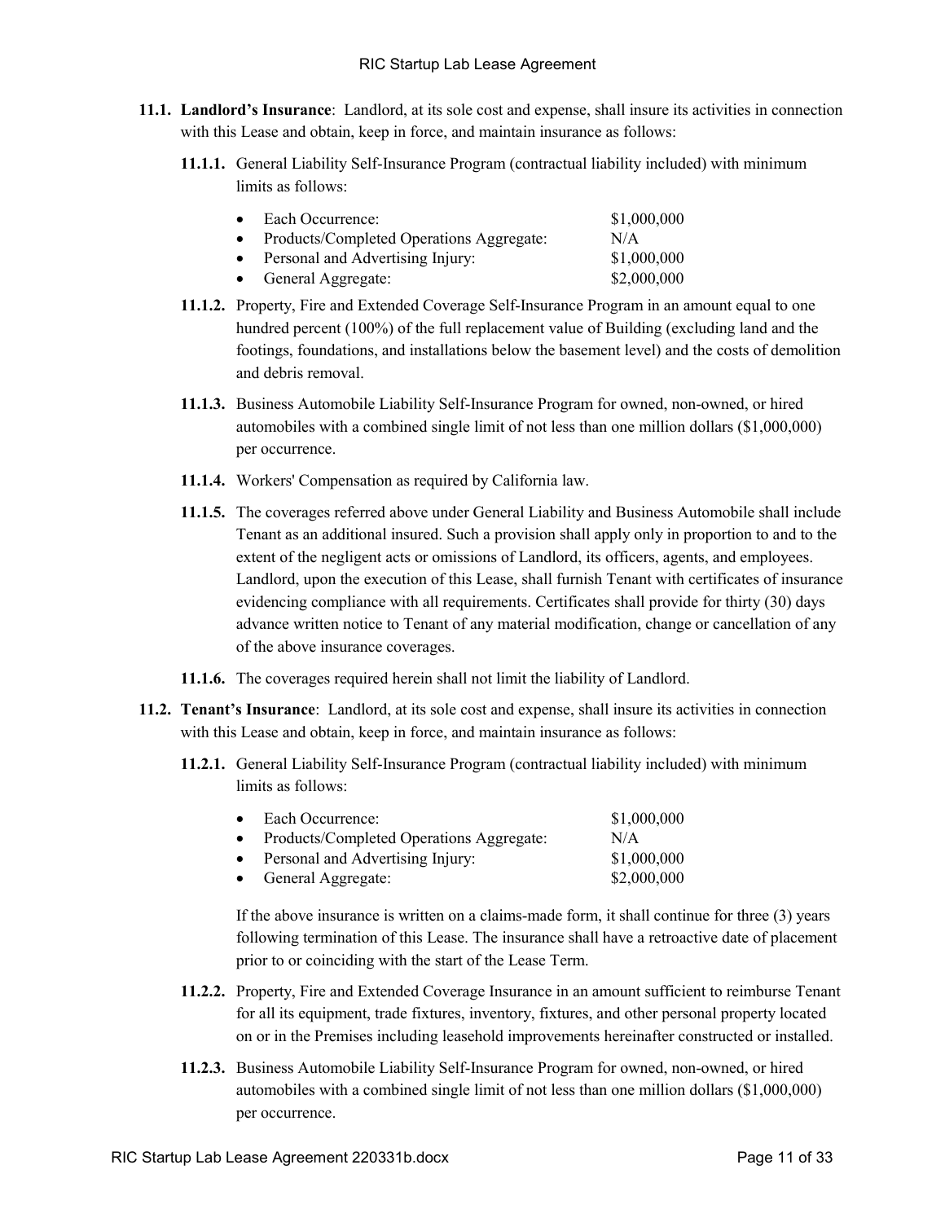**11.1. Landlord's Insurance**: Landlord, at its sole cost and expense, shall insure its activities in connection with this Lease and obtain, keep in force, and maintain insurance as follows:

**11.1.1.** General Liability Self-Insurance Program (contractual liability included) with minimum limits as follows:

| | |
|---|---|
| • Each Occurrence: | $1,000,000 |
| • Products/Completed Operations Aggregate: | N/A |
| • Personal and Advertising Injury: | $1,000,000 |
| • General Aggregate: | $2,000,000 |

**11.1.2.** Property, Fire and Extended Coverage Self-Insurance Program in an amount equal to one hundred percent (100%) of the full replacement value of Building (excluding land and the footings, foundations, and installations below the basement level) and the costs of demolition and debris removal.

**11.1.3.** Business Automobile Liability Self-Insurance Program for owned, non-owned, or hired automobiles with a combined single limit of not less than one million dollars ($1,000,000) per occurrence.

**11.1.4.** Workers' Compensation as required by California law.

**11.1.5.** The coverages referred above under General Liability and Business Automobile shall include Tenant as an additional insured. Such a provision shall apply only in proportion to and to the extent of the negligent acts or omissions of Landlord, its officers, agents, and employees. Landlord, upon the execution of this Lease, shall furnish Tenant with certificates of insurance evidencing compliance with all requirements. Certificates shall provide for thirty (30) days advance written notice to Tenant of any material modification, change or cancellation of any of the above insurance coverages.

**11.1.6.** The coverages required herein shall not limit the liability of Landlord.

**11.2. Tenant's Insurance**: Landlord, at its sole cost and expense, shall insure its activities in connection with this Lease and obtain, keep in force, and maintain insurance as follows:

**11.2.1.** General Liability Self-Insurance Program (contractual liability included) with minimum limits as follows:

| | |
|---|---|
| • Each Occurrence: | $1,000,000 |
| • Products/Completed Operations Aggregate: | N/A |
| • Personal and Advertising Injury: | $1,000,000 |
| • General Aggregate: | $2,000,000 |

If the above insurance is written on a claims-made form, it shall continue for three (3) years following termination of this Lease. The insurance shall have a retroactive date of placement prior to or coinciding with the start of the Lease Term.

**11.2.2.** Property, Fire and Extended Coverage Insurance in an amount sufficient to reimburse Tenant for all its equipment, trade fixtures, inventory, fixtures, and other personal property located on or in the Premises including leasehold improvements hereinafter constructed or installed.

**11.2.3.** Business Automobile Liability Self-Insurance Program for owned, non-owned, or hired automobiles with a combined single limit of not less than one million dollars ($1,000,000) per occurrence.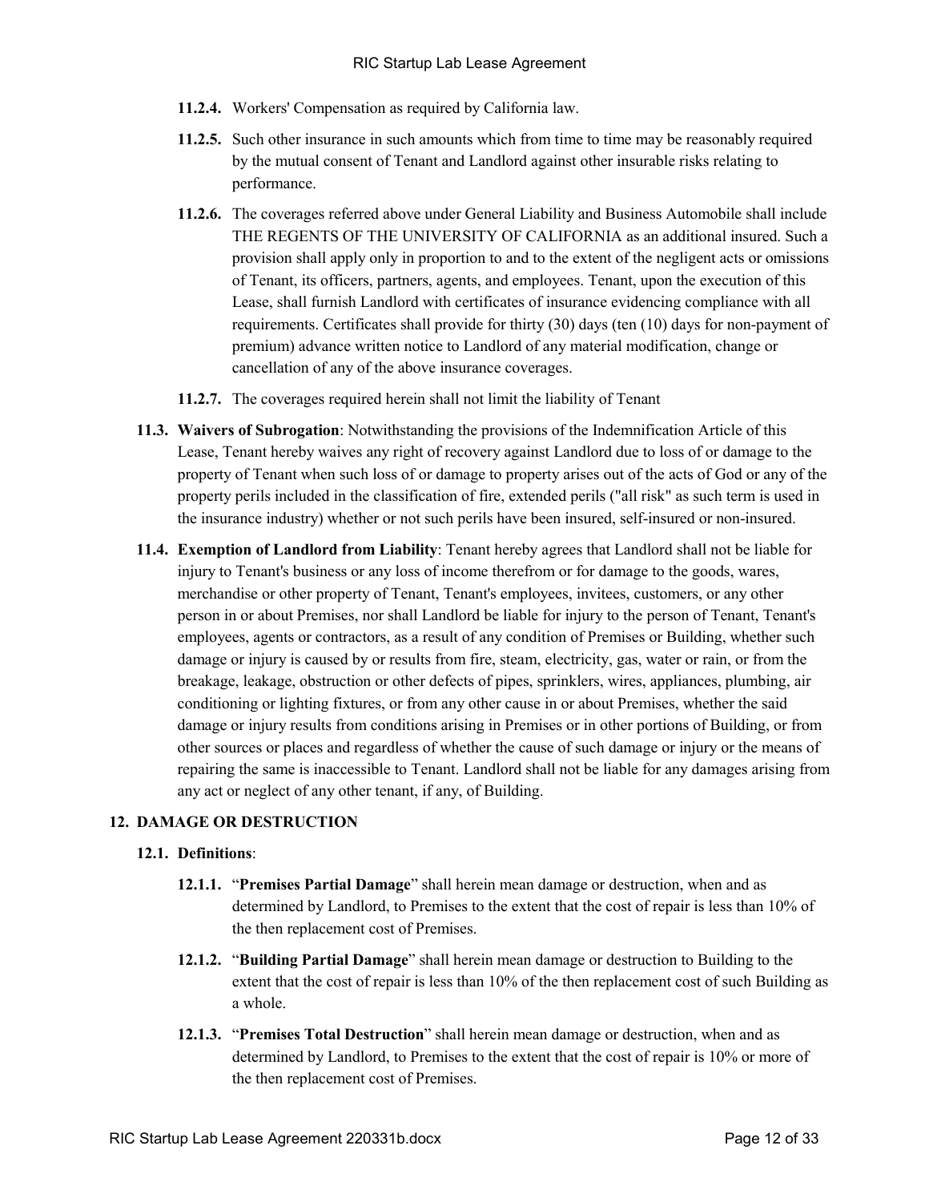**11.2.4.** Workers' Compensation as required by California law.

**11.2.5.** Such other insurance in such amounts which from time to time may be reasonably required by the mutual consent of Tenant and Landlord against other insurable risks relating to performance.

**11.2.6.** The coverages referred above under General Liability and Business Automobile shall include THE REGENTS OF THE UNIVERSITY OF CALIFORNIA as an additional insured. Such a provision shall apply only in proportion to and to the extent of the negligent acts or omissions of Tenant, its officers, partners, agents, and employees. Tenant, upon the execution of this Lease, shall furnish Landlord with certificates of insurance evidencing compliance with all requirements. Certificates shall provide for thirty (30) days (ten (10) days for non-payment of premium) advance written notice to Landlord of any material modification, change or cancellation of any of the above insurance coverages.

**11.2.7.** The coverages required herein shall not limit the liability of Tenant

**11.3. Waivers of Subrogation**: Notwithstanding the provisions of the Indemnification Article of this Lease, Tenant hereby waives any right of recovery against Landlord due to loss of or damage to the property of Tenant when such loss of or damage to property arises out of the acts of God or any of the property perils included in the classification of fire, extended perils ("all risk" as such term is used in the insurance industry) whether or not such perils have been insured, self-insured or non-insured.

**11.4. Exemption of Landlord from Liability**: Tenant hereby agrees that Landlord shall not be liable for injury to Tenant's business or any loss of income therefrom or for damage to the goods, wares, merchandise or other property of Tenant, Tenant's employees, invitees, customers, or any other person in or about Premises, nor shall Landlord be liable for injury to the person of Tenant, Tenant's employees, agents or contractors, as a result of any condition of Premises or Building, whether such damage or injury is caused by or results from fire, steam, electricity, gas, water or rain, or from the breakage, leakage, obstruction or other defects of pipes, sprinklers, wires, appliances, plumbing, air conditioning or lighting fixtures, or from any other cause in or about Premises, whether the said damage or injury results from conditions arising in Premises or in other portions of Building, or from other sources or places and regardless of whether the cause of such damage or injury or the means of repairing the same is inaccessible to Tenant. Landlord shall not be liable for any damages arising from any act or neglect of any other tenant, if any, of Building.

## 12. DAMAGE OR DESTRUCTION

### 12.1. Definitions:

**12.1.1.** "**Premises Partial Damage**" shall herein mean damage or destruction, when and as determined by Landlord, to Premises to the extent that the cost of repair is less than 10% of the then replacement cost of Premises.

**12.1.2.** "**Building Partial Damage**" shall herein mean damage or destruction to Building to the extent that the cost of repair is less than 10% of the then replacement cost of such Building as a whole.

**12.1.3.** "**Premises Total Destruction**" shall herein mean damage or destruction, when and as determined by Landlord, to Premises to the extent that the cost of repair is 10% or more of the then replacement cost of Premises.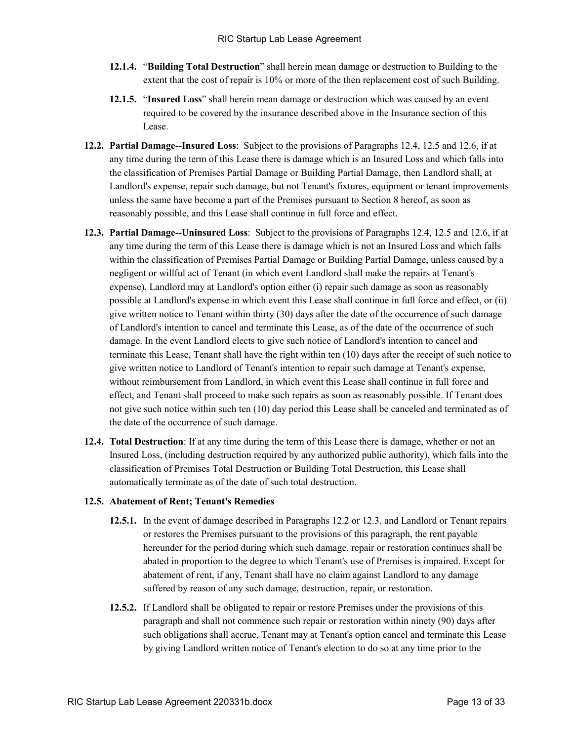**12.1.4.** "**Building Total Destruction**" shall herein mean damage or destruction to Building to the extent that the cost of repair is 10% or more of the then replacement cost of such Building.

**12.1.5.** "**Insured Loss**" shall herein mean damage or destruction which was caused by an event required to be covered by the insurance described above in the Insurance section of this Lease.

**12.2. Partial Damage--Insured Loss**: Subject to the provisions of Paragraphs 12.4, 12.5 and 12.6, if at any time during the term of this Lease there is damage which is an Insured Loss and which falls into the classification of Premises Partial Damage or Building Partial Damage, then Landlord shall, at Landlord's expense, repair such damage, but not Tenant's fixtures, equipment or tenant improvements unless the same have become a part of the Premises pursuant to Section 8 hereof, as soon as reasonably possible, and this Lease shall continue in full force and effect.

**12.3. Partial Damage--Uninsured Loss**: Subject to the provisions of Paragraphs 12.4, 12.5 and 12.6, if at any time during the term of this Lease there is damage which is not an Insured Loss and which falls within the classification of Premises Partial Damage or Building Partial Damage, unless caused by a negligent or willful act of Tenant (in which event Landlord shall make the repairs at Tenant's expense), Landlord may at Landlord's option either (i) repair such damage as soon as reasonably possible at Landlord's expense in which event this Lease shall continue in full force and effect, or (ii) give written notice to Tenant within thirty (30) days after the date of the occurrence of such damage of Landlord's intention to cancel and terminate this Lease, as of the date of the occurrence of such damage. In the event Landlord elects to give such notice of Landlord's intention to cancel and terminate this Lease, Tenant shall have the right within ten (10) days after the receipt of such notice to give written notice to Landlord of Tenant's intention to repair such damage at Tenant's expense, without reimbursement from Landlord, in which event this Lease shall continue in full force and effect, and Tenant shall proceed to make such repairs as soon as reasonably possible. If Tenant does not give such notice within such ten (10) day period this Lease shall be canceled and terminated as of the date of the occurrence of such damage.

**12.4. Total Destruction**: If at any time during the term of this Lease there is damage, whether or not an Insured Loss, (including destruction required by any authorized public authority), which falls into the classification of Premises Total Destruction or Building Total Destruction, this Lease shall automatically terminate as of the date of such total destruction.

**12.5. Abatement of Rent; Tenant's Remedies**

**12.5.1.** In the event of damage described in Paragraphs 12.2 or 12.3, and Landlord or Tenant repairs or restores the Premises pursuant to the provisions of this paragraph, the rent payable hereunder for the period during which such damage, repair or restoration continues shall be abated in proportion to the degree to which Tenant's use of Premises is impaired. Except for abatement of rent, if any, Tenant shall have no claim against Landlord to any damage suffered by reason of any such damage, destruction, repair, or restoration.

**12.5.2.** If Landlord shall be obligated to repair or restore Premises under the provisions of this paragraph and shall not commence such repair or restoration within ninety (90) days after such obligations shall accrue, Tenant may at Tenant's option cancel and terminate this Lease by giving Landlord written notice of Tenant's election to do so at any time prior to the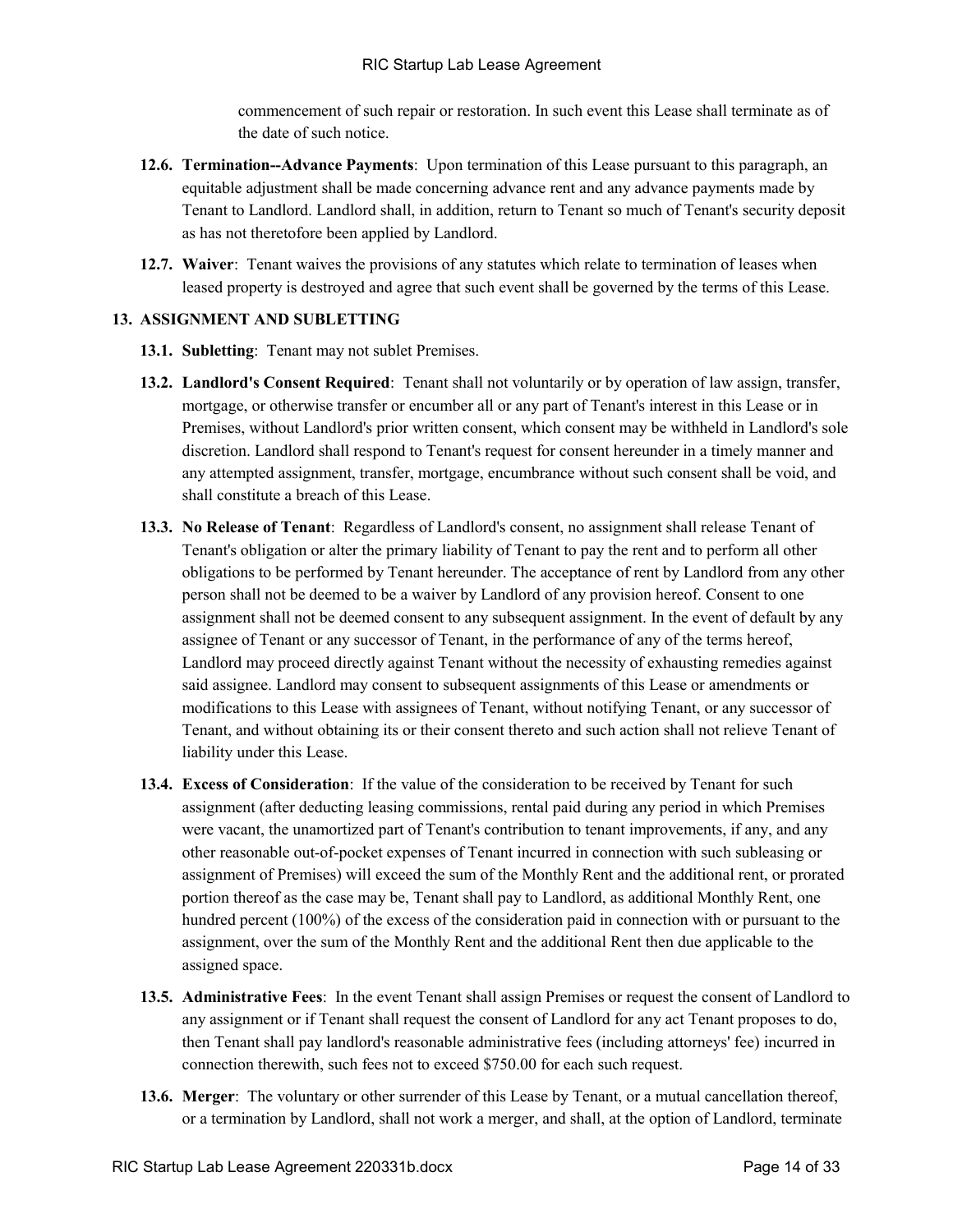commencement of such repair or restoration. In such event this Lease shall terminate as of the date of such notice.

**12.6. Termination--Advance Payments**: Upon termination of this Lease pursuant to this paragraph, an equitable adjustment shall be made concerning advance rent and any advance payments made by Tenant to Landlord. Landlord shall, in addition, return to Tenant so much of Tenant's security deposit as has not theretofore been applied by Landlord.

**12.7. Waiver**: Tenant waives the provisions of any statutes which relate to termination of leases when leased property is destroyed and agree that such event shall be governed by the terms of this Lease.

## 13. ASSIGNMENT AND SUBLETTING

**13.1. Subletting**: Tenant may not sublet Premises.

**13.2. Landlord's Consent Required**: Tenant shall not voluntarily or by operation of law assign, transfer, mortgage, or otherwise transfer or encumber all or any part of Tenant's interest in this Lease or in Premises, without Landlord's prior written consent, which consent may be withheld in Landlord's sole discretion. Landlord shall respond to Tenant's request for consent hereunder in a timely manner and any attempted assignment, transfer, mortgage, encumbrance without such consent shall be void, and shall constitute a breach of this Lease.

**13.3. No Release of Tenant**: Regardless of Landlord's consent, no assignment shall release Tenant of Tenant's obligation or alter the primary liability of Tenant to pay the rent and to perform all other obligations to be performed by Tenant hereunder. The acceptance of rent by Landlord from any other person shall not be deemed to be a waiver by Landlord of any provision hereof. Consent to one assignment shall not be deemed consent to any subsequent assignment. In the event of default by any assignee of Tenant or any successor of Tenant, in the performance of any of the terms hereof, Landlord may proceed directly against Tenant without the necessity of exhausting remedies against said assignee. Landlord may consent to subsequent assignments of this Lease or amendments or modifications to this Lease with assignees of Tenant, without notifying Tenant, or any successor of Tenant, and without obtaining its or their consent thereto and such action shall not relieve Tenant of liability under this Lease.

**13.4. Excess of Consideration**: If the value of the consideration to be received by Tenant for such assignment (after deducting leasing commissions, rental paid during any period in which Premises were vacant, the unamortized part of Tenant's contribution to tenant improvements, if any, and any other reasonable out-of-pocket expenses of Tenant incurred in connection with such subleasing or assignment of Premises) will exceed the sum of the Monthly Rent and the additional rent, or prorated portion thereof as the case may be, Tenant shall pay to Landlord, as additional Monthly Rent, one hundred percent (100%) of the excess of the consideration paid in connection with or pursuant to the assignment, over the sum of the Monthly Rent and the additional Rent then due applicable to the assigned space.

**13.5. Administrative Fees**: In the event Tenant shall assign Premises or request the consent of Landlord to any assignment or if Tenant shall request the consent of Landlord for any act Tenant proposes to do, then Tenant shall pay landlord's reasonable administrative fees (including attorneys' fee) incurred in connection therewith, such fees not to exceed $750.00 for each such request.

**13.6. Merger**: The voluntary or other surrender of this Lease by Tenant, or a mutual cancellation thereof, or a termination by Landlord, shall not work a merger, and shall, at the option of Landlord, terminate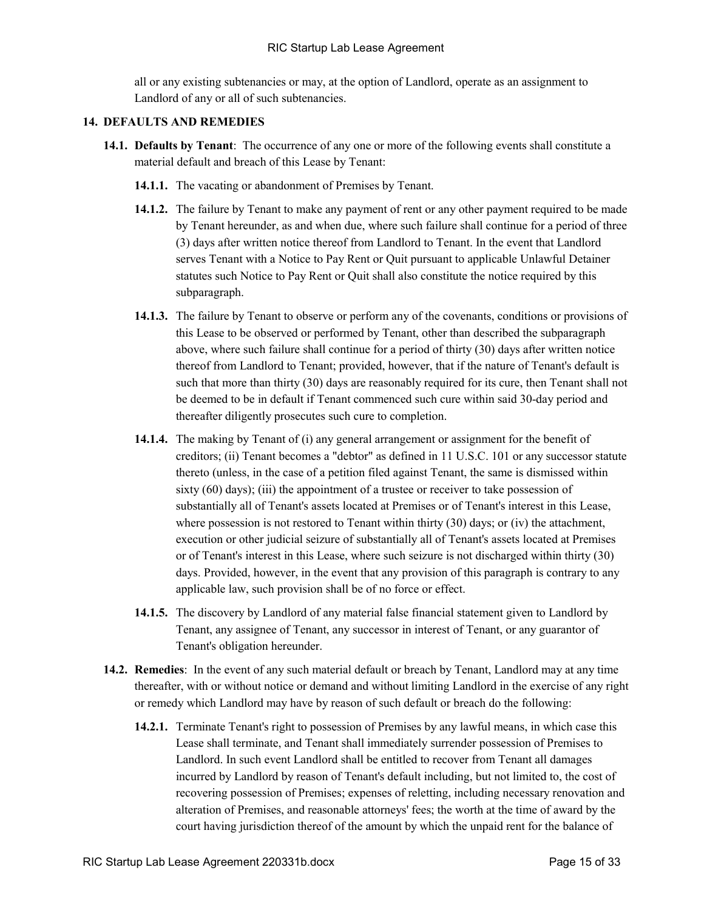all or any existing subtenancies or may, at the option of Landlord, operate as an assignment to Landlord of any or all of such subtenancies.

## 14. DEFAULTS AND REMEDIES

**14.1. Defaults by Tenant**: The occurrence of any one or more of the following events shall constitute a material default and breach of this Lease by Tenant:

**14.1.1.** The vacating or abandonment of Premises by Tenant.

**14.1.2.** The failure by Tenant to make any payment of rent or any other payment required to be made by Tenant hereunder, as and when due, where such failure shall continue for a period of three (3) days after written notice thereof from Landlord to Tenant. In the event that Landlord serves Tenant with a Notice to Pay Rent or Quit pursuant to applicable Unlawful Detainer statutes such Notice to Pay Rent or Quit shall also constitute the notice required by this subparagraph.

**14.1.3.** The failure by Tenant to observe or perform any of the covenants, conditions or provisions of this Lease to be observed or performed by Tenant, other than described the subparagraph above, where such failure shall continue for a period of thirty (30) days after written notice thereof from Landlord to Tenant; provided, however, that if the nature of Tenant's default is such that more than thirty (30) days are reasonably required for its cure, then Tenant shall not be deemed to be in default if Tenant commenced such cure within said 30-day period and thereafter diligently prosecutes such cure to completion.

**14.1.4.** The making by Tenant of (i) any general arrangement or assignment for the benefit of creditors; (ii) Tenant becomes a "debtor" as defined in 11 U.S.C. 101 or any successor statute thereto (unless, in the case of a petition filed against Tenant, the same is dismissed within sixty (60) days); (iii) the appointment of a trustee or receiver to take possession of substantially all of Tenant's assets located at Premises or of Tenant's interest in this Lease, where possession is not restored to Tenant within thirty (30) days; or (iv) the attachment, execution or other judicial seizure of substantially all of Tenant's assets located at Premises or of Tenant's interest in this Lease, where such seizure is not discharged within thirty (30) days. Provided, however, in the event that any provision of this paragraph is contrary to any applicable law, such provision shall be of no force or effect.

**14.1.5.** The discovery by Landlord of any material false financial statement given to Landlord by Tenant, any assignee of Tenant, any successor in interest of Tenant, or any guarantor of Tenant's obligation hereunder.

**14.2. Remedies**: In the event of any such material default or breach by Tenant, Landlord may at any time thereafter, with or without notice or demand and without limiting Landlord in the exercise of any right or remedy which Landlord may have by reason of such default or breach do the following:

**14.2.1.** Terminate Tenant's right to possession of Premises by any lawful means, in which case this Lease shall terminate, and Tenant shall immediately surrender possession of Premises to Landlord. In such event Landlord shall be entitled to recover from Tenant all damages incurred by Landlord by reason of Tenant's default including, but not limited to, the cost of recovering possession of Premises; expenses of reletting, including necessary renovation and alteration of Premises, and reasonable attorneys' fees; the worth at the time of award by the court having jurisdiction thereof of the amount by which the unpaid rent for the balance of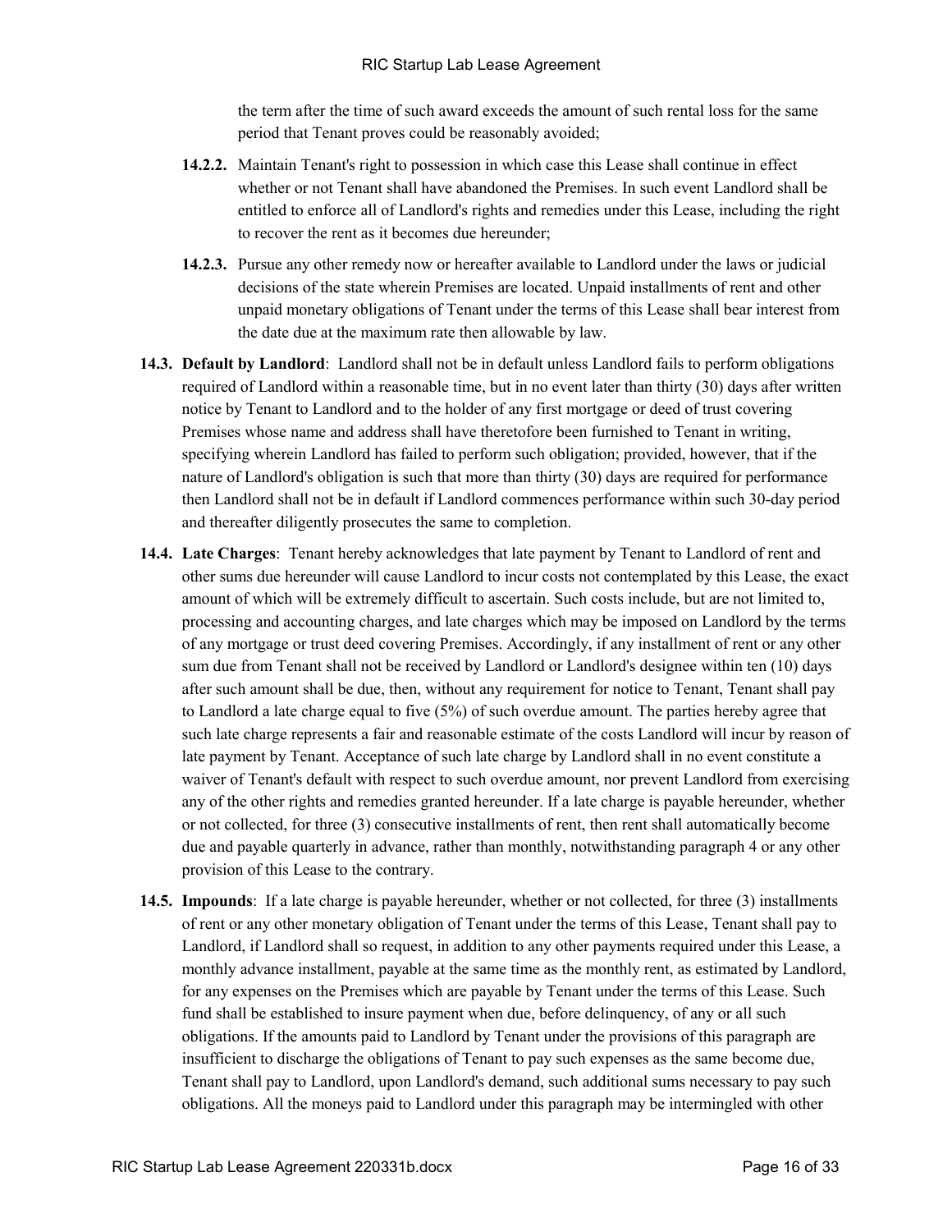the term after the time of such award exceeds the amount of such rental loss for the same period that Tenant proves could be reasonably avoided;

- **14.2.2.** Maintain Tenant's right to possession in which case this Lease shall continue in effect whether or not Tenant shall have abandoned the Premises. In such event Landlord shall be entitled to enforce all of Landlord's rights and remedies under this Lease, including the right to recover the rent as it becomes due hereunder;
- **14.2.3.** Pursue any other remedy now or hereafter available to Landlord under the laws or judicial decisions of the state wherein Premises are located. Unpaid installments of rent and other unpaid monetary obligations of Tenant under the terms of this Lease shall bear interest from the date due at the maximum rate then allowable by law.

**14.3. Default by Landlord**: Landlord shall not be in default unless Landlord fails to perform obligations required of Landlord within a reasonable time, but in no event later than thirty (30) days after written notice by Tenant to Landlord and to the holder of any first mortgage or deed of trust covering Premises whose name and address shall have theretofore been furnished to Tenant in writing, specifying wherein Landlord has failed to perform such obligation; provided, however, that if the nature of Landlord's obligation is such that more than thirty (30) days are required for performance then Landlord shall not be in default if Landlord commences performance within such 30-day period and thereafter diligently prosecutes the same to completion.

**14.4. Late Charges**: Tenant hereby acknowledges that late payment by Tenant to Landlord of rent and other sums due hereunder will cause Landlord to incur costs not contemplated by this Lease, the exact amount of which will be extremely difficult to ascertain. Such costs include, but are not limited to, processing and accounting charges, and late charges which may be imposed on Landlord by the terms of any mortgage or trust deed covering Premises. Accordingly, if any installment of rent or any other sum due from Tenant shall not be received by Landlord or Landlord's designee within ten (10) days after such amount shall be due, then, without any requirement for notice to Tenant, Tenant shall pay to Landlord a late charge equal to five (5%) of such overdue amount. The parties hereby agree that such late charge represents a fair and reasonable estimate of the costs Landlord will incur by reason of late payment by Tenant. Acceptance of such late charge by Landlord shall in no event constitute a waiver of Tenant's default with respect to such overdue amount, nor prevent Landlord from exercising any of the other rights and remedies granted hereunder. If a late charge is payable hereunder, whether or not collected, for three (3) consecutive installments of rent, then rent shall automatically become due and payable quarterly in advance, rather than monthly, notwithstanding paragraph 4 or any other provision of this Lease to the contrary.

**14.5. Impounds**: If a late charge is payable hereunder, whether or not collected, for three (3) installments of rent or any other monetary obligation of Tenant under the terms of this Lease, Tenant shall pay to Landlord, if Landlord shall so request, in addition to any other payments required under this Lease, a monthly advance installment, payable at the same time as the monthly rent, as estimated by Landlord, for any expenses on the Premises which are payable by Tenant under the terms of this Lease. Such fund shall be established to insure payment when due, before delinquency, of any or all such obligations. If the amounts paid to Landlord by Tenant under the provisions of this paragraph are insufficient to discharge the obligations of Tenant to pay such expenses as the same become due, Tenant shall pay to Landlord, upon Landlord's demand, such additional sums necessary to pay such obligations. All the moneys paid to Landlord under this paragraph may be intermingled with other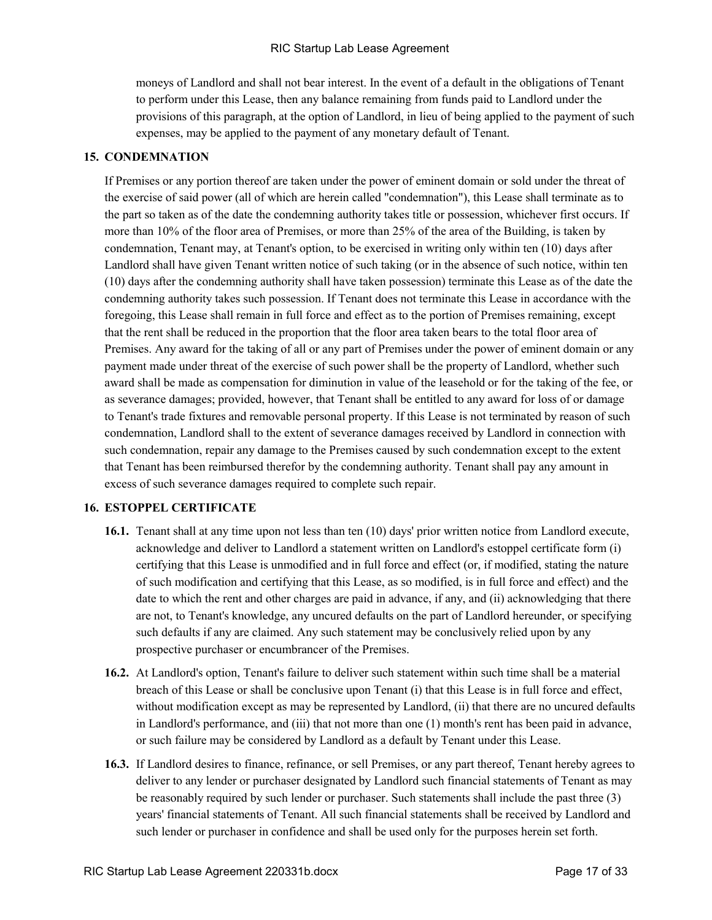moneys of Landlord and shall not bear interest. In the event of a default in the obligations of Tenant to perform under this Lease, then any balance remaining from funds paid to Landlord under the provisions of this paragraph, at the option of Landlord, in lieu of being applied to the payment of such expenses, may be applied to the payment of any monetary default of Tenant.

## 15. CONDEMNATION

If Premises or any portion thereof are taken under the power of eminent domain or sold under the threat of the exercise of said power (all of which are herein called "condemnation"), this Lease shall terminate as to the part so taken as of the date the condemning authority takes title or possession, whichever first occurs. If more than 10% of the floor area of Premises, or more than 25% of the area of the Building, is taken by condemnation, Tenant may, at Tenant's option, to be exercised in writing only within ten (10) days after Landlord shall have given Tenant written notice of such taking (or in the absence of such notice, within ten (10) days after the condemning authority shall have taken possession) terminate this Lease as of the date the condemning authority takes such possession. If Tenant does not terminate this Lease in accordance with the foregoing, this Lease shall remain in full force and effect as to the portion of Premises remaining, except that the rent shall be reduced in the proportion that the floor area taken bears to the total floor area of Premises. Any award for the taking of all or any part of Premises under the power of eminent domain or any payment made under threat of the exercise of such power shall be the property of Landlord, whether such award shall be made as compensation for diminution in value of the leasehold or for the taking of the fee, or as severance damages; provided, however, that Tenant shall be entitled to any award for loss of or damage to Tenant's trade fixtures and removable personal property. If this Lease is not terminated by reason of such condemnation, Landlord shall to the extent of severance damages received by Landlord in connection with such condemnation, repair any damage to the Premises caused by such condemnation except to the extent that Tenant has been reimbursed therefor by the condemning authority. Tenant shall pay any amount in excess of such severance damages required to complete such repair.

## 16. ESTOPPEL CERTIFICATE

**16.1.** Tenant shall at any time upon not less than ten (10) days' prior written notice from Landlord execute, acknowledge and deliver to Landlord a statement written on Landlord's estoppel certificate form (i) certifying that this Lease is unmodified and in full force and effect (or, if modified, stating the nature of such modification and certifying that this Lease, as so modified, is in full force and effect) and the date to which the rent and other charges are paid in advance, if any, and (ii) acknowledging that there are not, to Tenant's knowledge, any uncured defaults on the part of Landlord hereunder, or specifying such defaults if any are claimed. Any such statement may be conclusively relied upon by any prospective purchaser or encumbrancer of the Premises.

**16.2.** At Landlord's option, Tenant's failure to deliver such statement within such time shall be a material breach of this Lease or shall be conclusive upon Tenant (i) that this Lease is in full force and effect, without modification except as may be represented by Landlord, (ii) that there are no uncured defaults in Landlord's performance, and (iii) that not more than one (1) month's rent has been paid in advance, or such failure may be considered by Landlord as a default by Tenant under this Lease.

**16.3.** If Landlord desires to finance, refinance, or sell Premises, or any part thereof, Tenant hereby agrees to deliver to any lender or purchaser designated by Landlord such financial statements of Tenant as may be reasonably required by such lender or purchaser. Such statements shall include the past three (3) years' financial statements of Tenant. All such financial statements shall be received by Landlord and such lender or purchaser in confidence and shall be used only for the purposes herein set forth.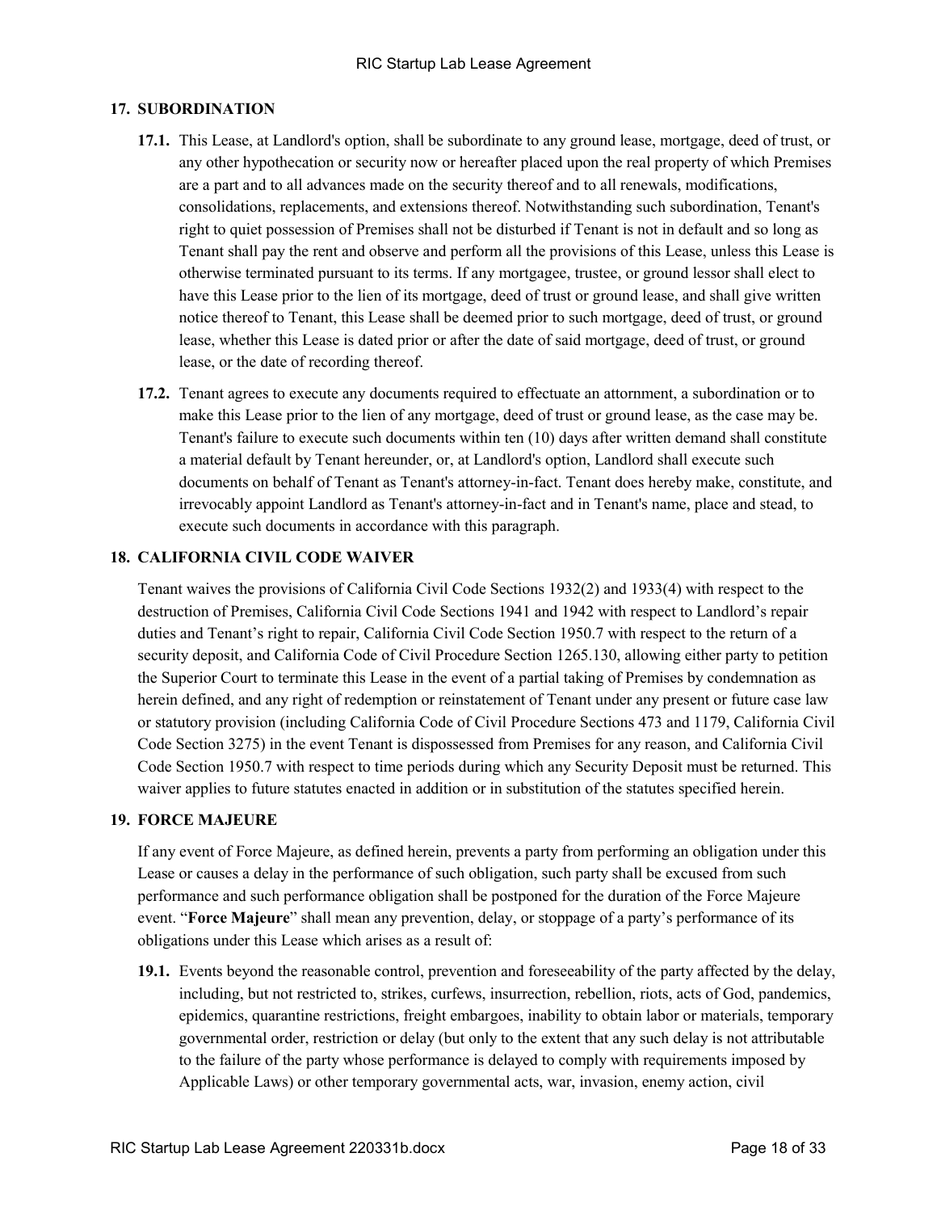## 17. SUBORDINATION

**17.1.** This Lease, at Landlord's option, shall be subordinate to any ground lease, mortgage, deed of trust, or any other hypothecation or security now or hereafter placed upon the real property of which Premises are a part and to all advances made on the security thereof and to all renewals, modifications, consolidations, replacements, and extensions thereof. Notwithstanding such subordination, Tenant's right to quiet possession of Premises shall not be disturbed if Tenant is not in default and so long as Tenant shall pay the rent and observe and perform all the provisions of this Lease, unless this Lease is otherwise terminated pursuant to its terms. If any mortgagee, trustee, or ground lessor shall elect to have this Lease prior to the lien of its mortgage, deed of trust or ground lease, and shall give written notice thereof to Tenant, this Lease shall be deemed prior to such mortgage, deed of trust, or ground lease, whether this Lease is dated prior or after the date of said mortgage, deed of trust, or ground lease, or the date of recording thereof.

**17.2.** Tenant agrees to execute any documents required to effectuate an attornment, a subordination or to make this Lease prior to the lien of any mortgage, deed of trust or ground lease, as the case may be. Tenant's failure to execute such documents within ten (10) days after written demand shall constitute a material default by Tenant hereunder, or, at Landlord's option, Landlord shall execute such documents on behalf of Tenant as Tenant's attorney-in-fact. Tenant does hereby make, constitute, and irrevocably appoint Landlord as Tenant's attorney-in-fact and in Tenant's name, place and stead, to execute such documents in accordance with this paragraph.

## 18. CALIFORNIA CIVIL CODE WAIVER

Tenant waives the provisions of California Civil Code Sections 1932(2) and 1933(4) with respect to the destruction of Premises, California Civil Code Sections 1941 and 1942 with respect to Landlord's repair duties and Tenant's right to repair, California Civil Code Section 1950.7 with respect to the return of a security deposit, and California Code of Civil Procedure Section 1265.130, allowing either party to petition the Superior Court to terminate this Lease in the event of a partial taking of Premises by condemnation as herein defined, and any right of redemption or reinstatement of Tenant under any present or future case law or statutory provision (including California Code of Civil Procedure Sections 473 and 1179, California Civil Code Section 3275) in the event Tenant is dispossessed from Premises for any reason, and California Civil Code Section 1950.7 with respect to time periods during which any Security Deposit must be returned. This waiver applies to future statutes enacted in addition or in substitution of the statutes specified herein.

## 19. FORCE MAJEURE

If any event of Force Majeure, as defined herein, prevents a party from performing an obligation under this Lease or causes a delay in the performance of such obligation, such party shall be excused from such performance and such performance obligation shall be postponed for the duration of the Force Majeure event. "**Force Majeure**" shall mean any prevention, delay, or stoppage of a party's performance of its obligations under this Lease which arises as a result of:

**19.1.** Events beyond the reasonable control, prevention and foreseeability of the party affected by the delay, including, but not restricted to, strikes, curfews, insurrection, rebellion, riots, acts of God, pandemics, epidemics, quarantine restrictions, freight embargoes, inability to obtain labor or materials, temporary governmental order, restriction or delay (but only to the extent that any such delay is not attributable to the failure of the party whose performance is delayed to comply with requirements imposed by Applicable Laws) or other temporary governmental acts, war, invasion, enemy action, civil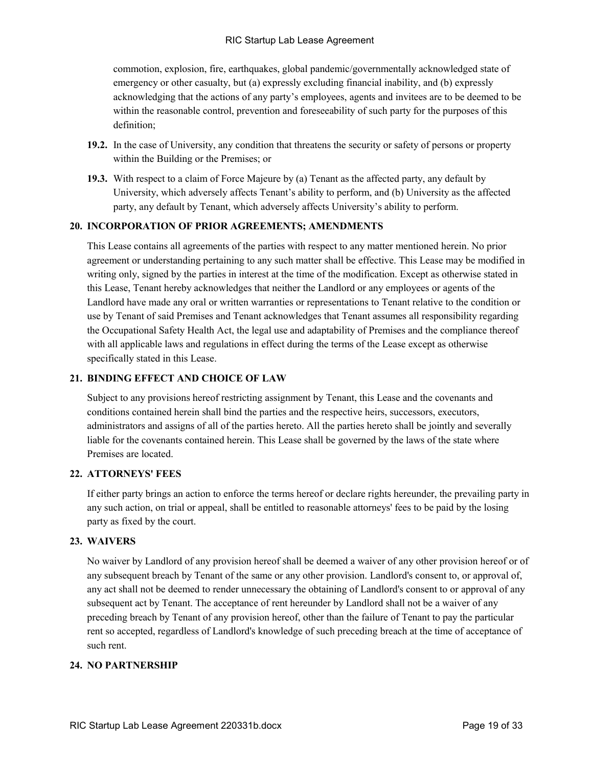commotion, explosion, fire, earthquakes, global pandemic/governmentally acknowledged state of emergency or other casualty, but (a) expressly excluding financial inability, and (b) expressly acknowledging that the actions of any party's employees, agents and invitees are to be deemed to be within the reasonable control, prevention and foreseeability of such party for the purposes of this definition;

**19.2.** In the case of University, any condition that threatens the security or safety of persons or property within the Building or the Premises; or

**19.3.** With respect to a claim of Force Majeure by (a) Tenant as the affected party, any default by University, which adversely affects Tenant's ability to perform, and (b) University as the affected party, any default by Tenant, which adversely affects University's ability to perform.

## 20. INCORPORATION OF PRIOR AGREEMENTS; AMENDMENTS

This Lease contains all agreements of the parties with respect to any matter mentioned herein. No prior agreement or understanding pertaining to any such matter shall be effective. This Lease may be modified in writing only, signed by the parties in interest at the time of the modification. Except as otherwise stated in this Lease, Tenant hereby acknowledges that neither the Landlord or any employees or agents of the Landlord have made any oral or written warranties or representations to Tenant relative to the condition or use by Tenant of said Premises and Tenant acknowledges that Tenant assumes all responsibility regarding the Occupational Safety Health Act, the legal use and adaptability of Premises and the compliance thereof with all applicable laws and regulations in effect during the terms of the Lease except as otherwise specifically stated in this Lease.

## 21. BINDING EFFECT AND CHOICE OF LAW

Subject to any provisions hereof restricting assignment by Tenant, this Lease and the covenants and conditions contained herein shall bind the parties and the respective heirs, successors, executors, administrators and assigns of all of the parties hereto. All the parties hereto shall be jointly and severally liable for the covenants contained herein. This Lease shall be governed by the laws of the state where Premises are located.

## 22. ATTORNEYS' FEES

If either party brings an action to enforce the terms hereof or declare rights hereunder, the prevailing party in any such action, on trial or appeal, shall be entitled to reasonable attorneys' fees to be paid by the losing party as fixed by the court.

## 23. WAIVERS

No waiver by Landlord of any provision hereof shall be deemed a waiver of any other provision hereof or of any subsequent breach by Tenant of the same or any other provision. Landlord's consent to, or approval of, any act shall not be deemed to render unnecessary the obtaining of Landlord's consent to or approval of any subsequent act by Tenant. The acceptance of rent hereunder by Landlord shall not be a waiver of any preceding breach by Tenant of any provision hereof, other than the failure of Tenant to pay the particular rent so accepted, regardless of Landlord's knowledge of such preceding breach at the time of acceptance of such rent.

## 24. NO PARTNERSHIP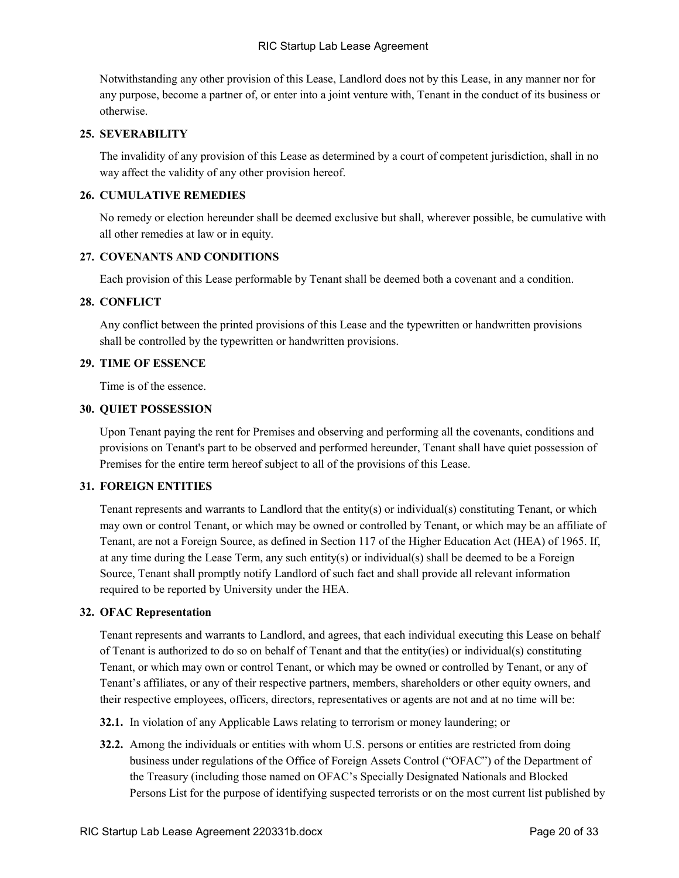Notwithstanding any other provision of this Lease, Landlord does not by this Lease, in any manner nor for any purpose, become a partner of, or enter into a joint venture with, Tenant in the conduct of its business or otherwise.

## 25. SEVERABILITY

The invalidity of any provision of this Lease as determined by a court of competent jurisdiction, shall in no way affect the validity of any other provision hereof.

## 26. CUMULATIVE REMEDIES

No remedy or election hereunder shall be deemed exclusive but shall, wherever possible, be cumulative with all other remedies at law or in equity.

## 27. COVENANTS AND CONDITIONS

Each provision of this Lease performable by Tenant shall be deemed both a covenant and a condition.

## 28. CONFLICT

Any conflict between the printed provisions of this Lease and the typewritten or handwritten provisions shall be controlled by the typewritten or handwritten provisions.

## 29. TIME OF ESSENCE

Time is of the essence.

## 30. QUIET POSSESSION

Upon Tenant paying the rent for Premises and observing and performing all the covenants, conditions and provisions on Tenant's part to be observed and performed hereunder, Tenant shall have quiet possession of Premises for the entire term hereof subject to all of the provisions of this Lease.

## 31. FOREIGN ENTITIES

Tenant represents and warrants to Landlord that the entity(s) or individual(s) constituting Tenant, or which may own or control Tenant, or which may be owned or controlled by Tenant, or which may be an affiliate of Tenant, are not a Foreign Source, as defined in Section 117 of the Higher Education Act (HEA) of 1965. If, at any time during the Lease Term, any such entity(s) or individual(s) shall be deemed to be a Foreign Source, Tenant shall promptly notify Landlord of such fact and shall provide all relevant information required to be reported by University under the HEA.

## 32. OFAC Representation

Tenant represents and warrants to Landlord, and agrees, that each individual executing this Lease on behalf of Tenant is authorized to do so on behalf of Tenant and that the entity(ies) or individual(s) constituting Tenant, or which may own or control Tenant, or which may be owned or controlled by Tenant, or any of Tenant's affiliates, or any of their respective partners, members, shareholders or other equity owners, and their respective employees, officers, directors, representatives or agents are not and at no time will be:

**32.1.** In violation of any Applicable Laws relating to terrorism or money laundering; or

**32.2.** Among the individuals or entities with whom U.S. persons or entities are restricted from doing business under regulations of the Office of Foreign Assets Control ("OFAC") of the Department of the Treasury (including those named on OFAC's Specially Designated Nationals and Blocked Persons List for the purpose of identifying suspected terrorists or on the most current list published by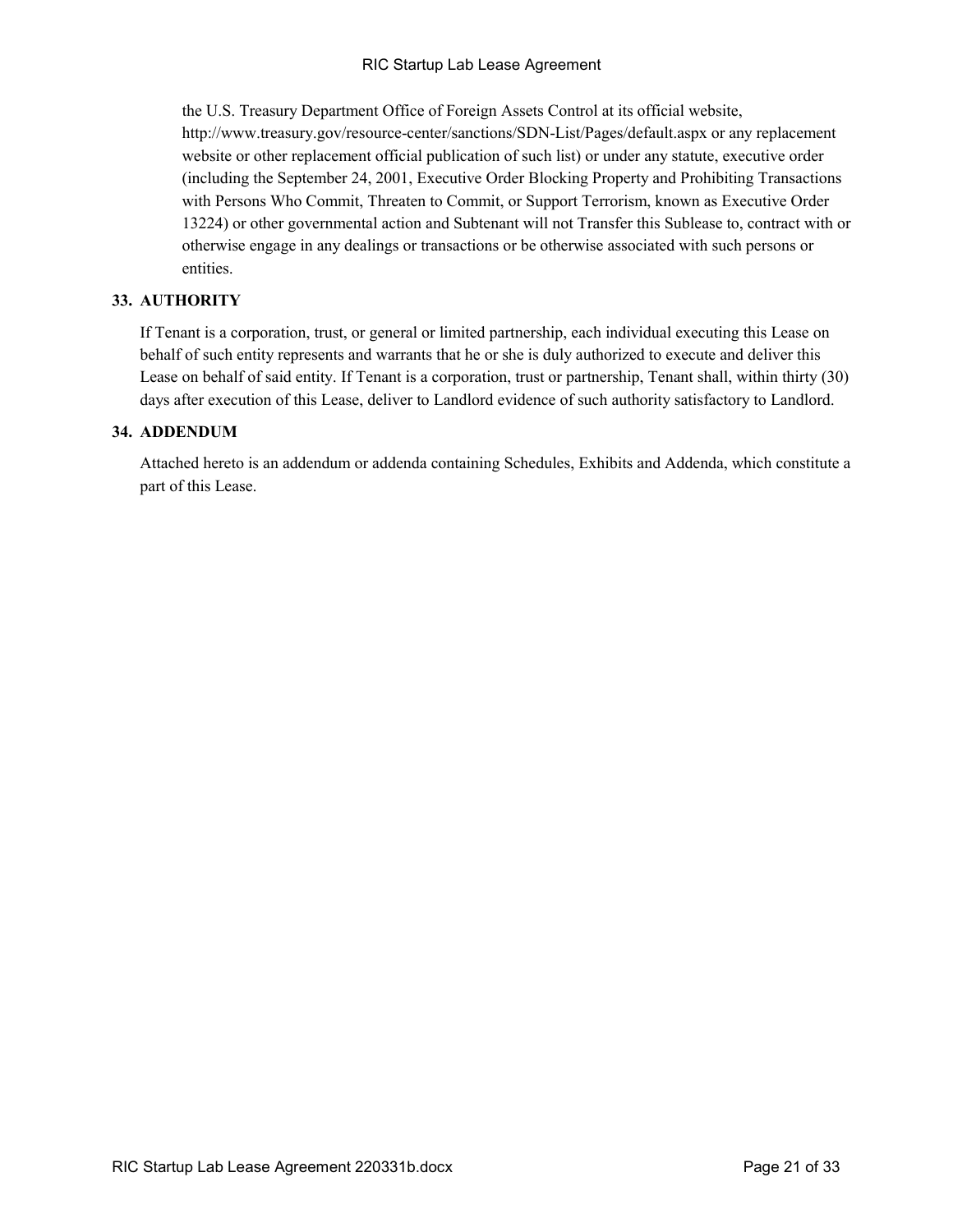the U.S. Treasury Department Office of Foreign Assets Control at its official website, http://www.treasury.gov/resource-center/sanctions/SDN-List/Pages/default.aspx or any replacement website or other replacement official publication of such list) or under any statute, executive order (including the September 24, 2001, Executive Order Blocking Property and Prohibiting Transactions with Persons Who Commit, Threaten to Commit, or Support Terrorism, known as Executive Order 13224) or other governmental action and Subtenant will not Transfer this Sublease to, contract with or otherwise engage in any dealings or transactions or be otherwise associated with such persons or entities.

## 33. AUTHORITY

If Tenant is a corporation, trust, or general or limited partnership, each individual executing this Lease on behalf of such entity represents and warrants that he or she is duly authorized to execute and deliver this Lease on behalf of said entity. If Tenant is a corporation, trust or partnership, Tenant shall, within thirty (30) days after execution of this Lease, deliver to Landlord evidence of such authority satisfactory to Landlord.

## 34. ADDENDUM

Attached hereto is an addendum or addenda containing Schedules, Exhibits and Addenda, which constitute a part of this Lease.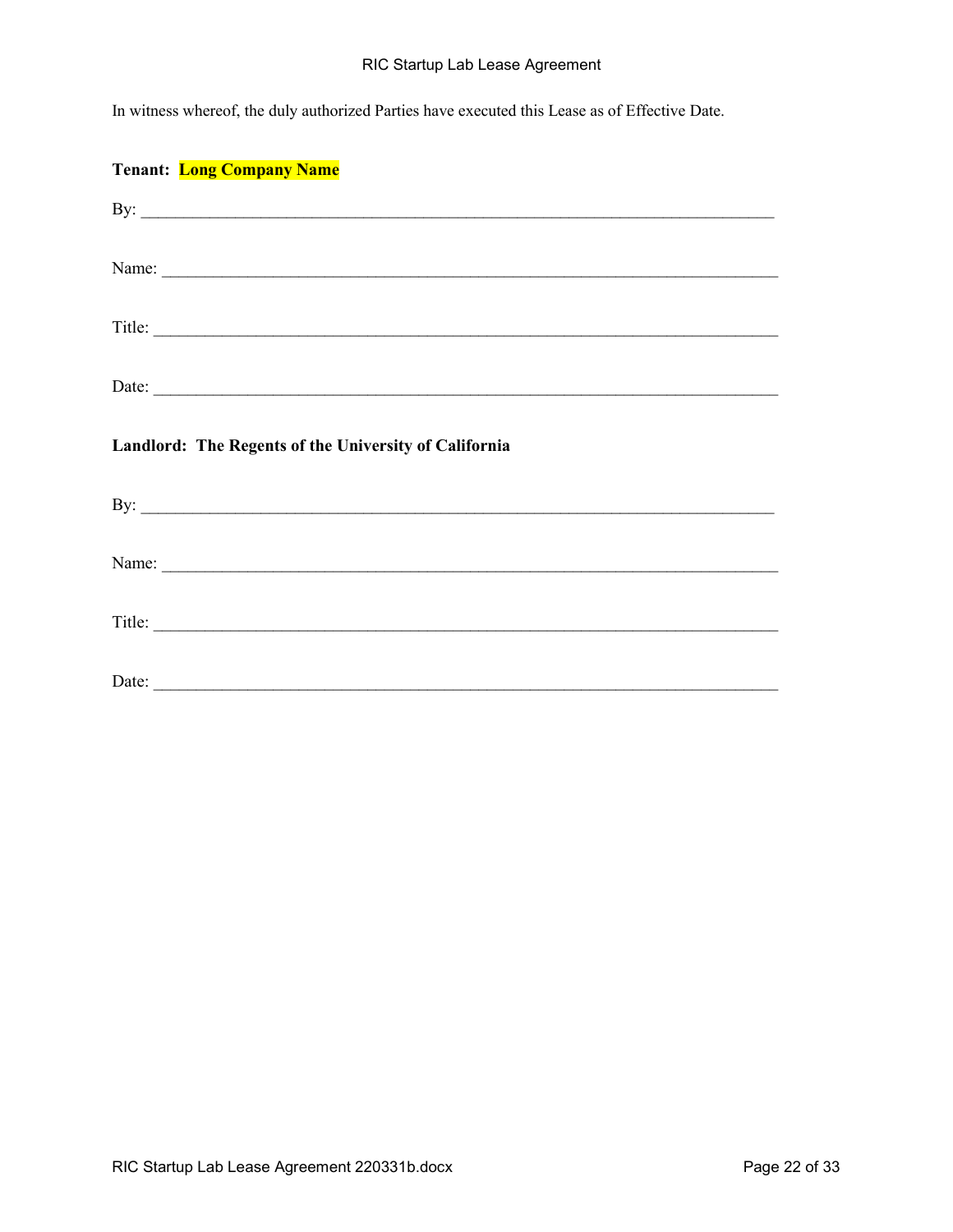In witness whereof, the duly authorized Parties have executed this Lease as of Effective Date.

**Tenant: Long Company Name**

By: ___________________________________________________________________________

Name: ________________________________________________________________________

Title: _________________________________________________________________________

Date: _________________________________________________________________________

**Landlord: The Regents of the University of California**

By: ___________________________________________________________________________

Name: ________________________________________________________________________

Title: _________________________________________________________________________

Date: _________________________________________________________________________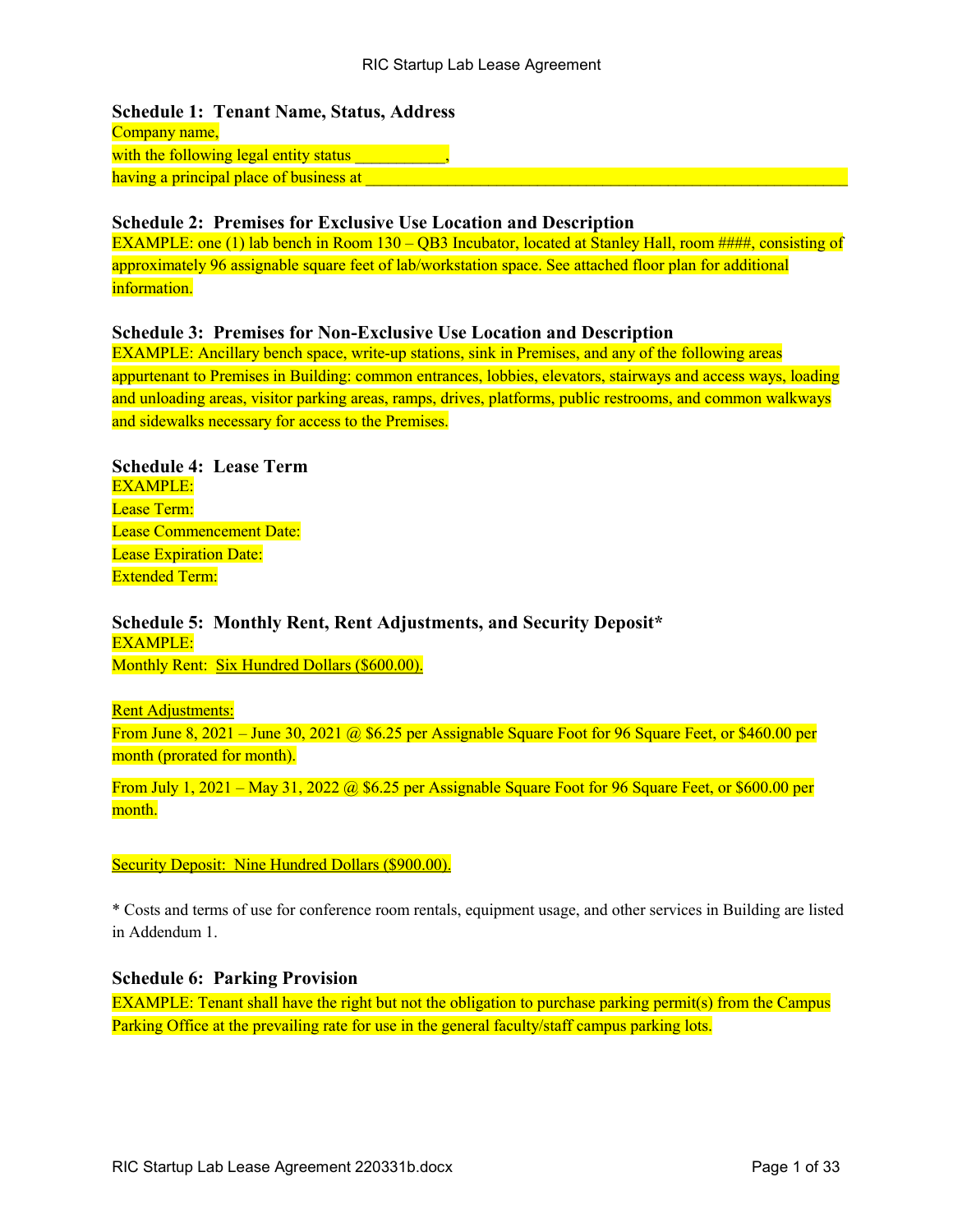### Schedule 1: Tenant Name, Status, Address

Company name,
with the following legal entity status ___________,
having a principal place of business at ___________________________________________________________

### Schedule 2: Premises for Exclusive Use Location and Description

EXAMPLE: one (1) lab bench in Room 130 – QB3 Incubator, located at Stanley Hall, room ####, consisting of approximately 96 assignable square feet of lab/workstation space. See attached floor plan for additional information.

### Schedule 3: Premises for Non-Exclusive Use Location and Description

EXAMPLE: Ancillary bench space, write-up stations, sink in Premises, and any of the following areas appurtenant to Premises in Building: common entrances, lobbies, elevators, stairways and access ways, loading and unloading areas, visitor parking areas, ramps, drives, platforms, public restrooms, and common walkways and sidewalks necessary for access to the Premises.

### Schedule 4: Lease Term

EXAMPLE:
Lease Term:
Lease Commencement Date:
Lease Expiration Date:
Extended Term:

### Schedule 5: Monthly Rent, Rent Adjustments, and Security Deposit*

EXAMPLE:
Monthly Rent: Six Hundred Dollars ($600.00).

Rent Adjustments:
From June 8, 2021 – June 30, 2021 @ $6.25 per Assignable Square Foot for 96 Square Feet, or $460.00 per month (prorated for month).

From July 1, 2021 – May 31, 2022 @ $6.25 per Assignable Square Foot for 96 Square Feet, or $600.00 per month.

Security Deposit: Nine Hundred Dollars ($900.00).

* Costs and terms of use for conference room rentals, equipment usage, and other services in Building are listed in Addendum 1.

### Schedule 6: Parking Provision

EXAMPLE: Tenant shall have the right but not the obligation to purchase parking permit(s) from the Campus Parking Office at the prevailing rate for use in the general faculty/staff campus parking lots.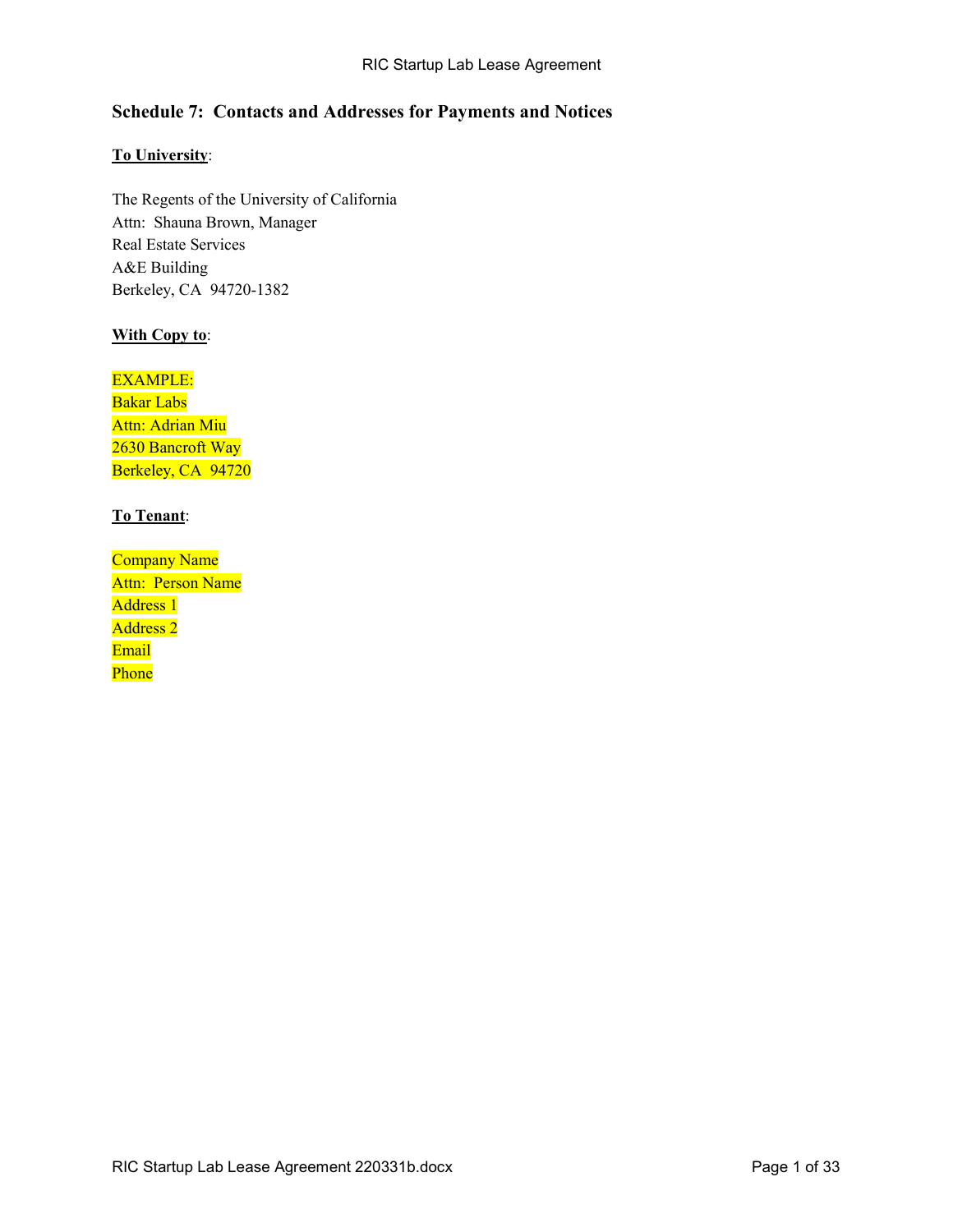## Schedule 7: Contacts and Addresses for Payments and Notices

**To University**:

The Regents of the University of California
Attn: Shauna Brown, Manager
Real Estate Services
A&E Building
Berkeley, CA 94720-1382

**With Copy to**:

EXAMPLE:
Bakar Labs
Attn: Adrian Miu
2630 Bancroft Way
Berkeley, CA 94720

**To Tenant**:

Company Name
Attn: Person Name
Address 1
Address 2
Email
Phone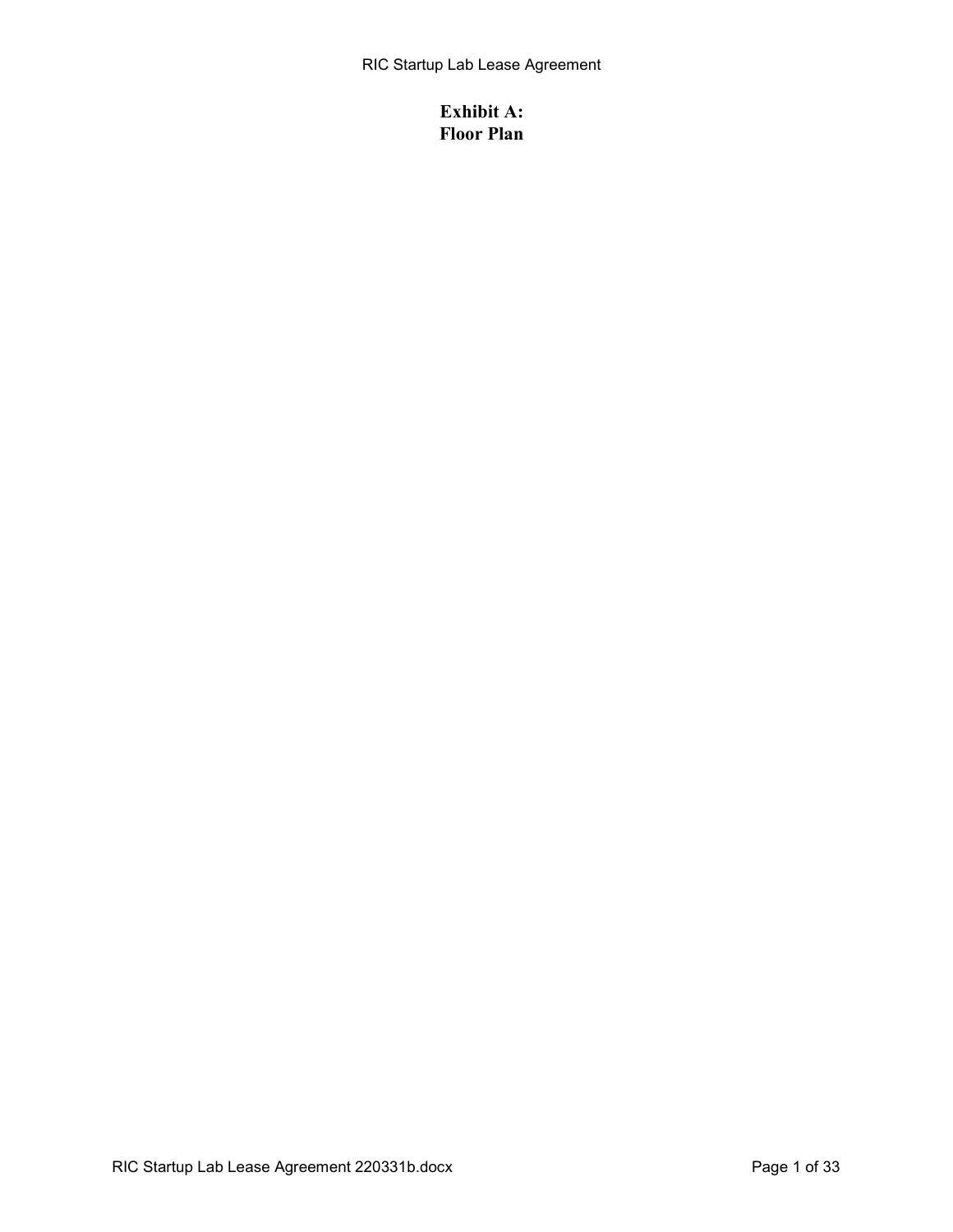# Exhibit A:
# Floor Plan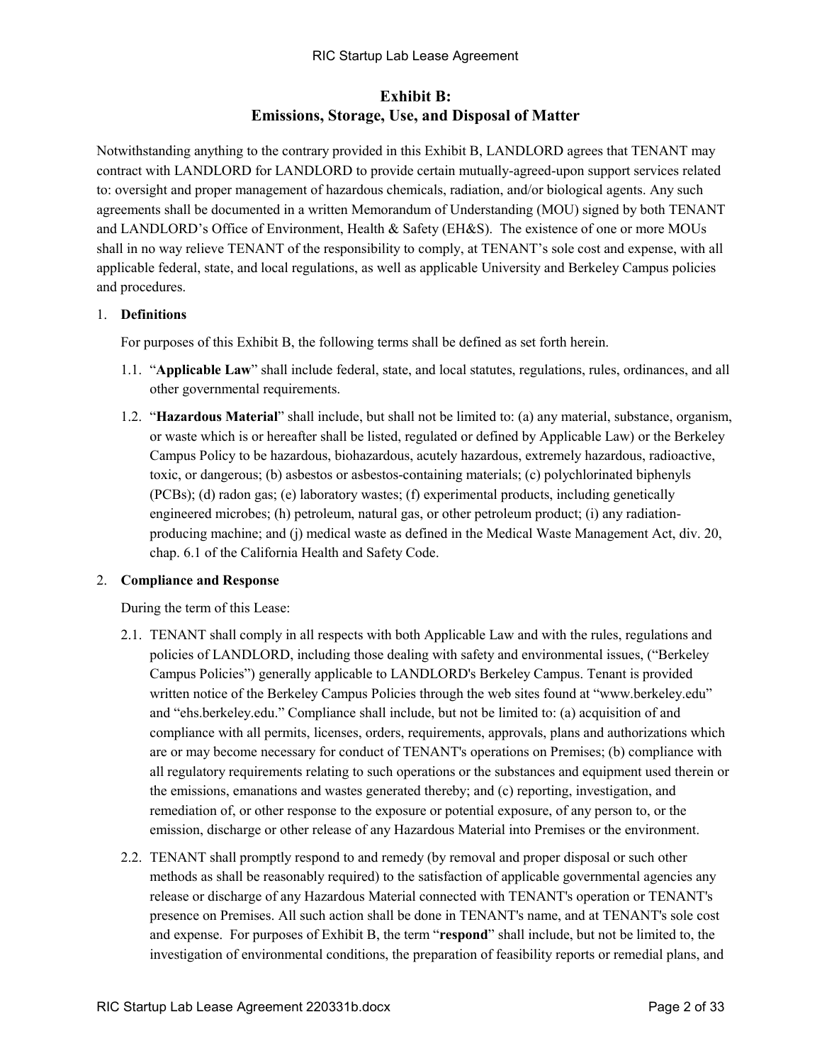# Exhibit B: Emissions, Storage, Use, and Disposal of Matter

Notwithstanding anything to the contrary provided in this Exhibit B, LANDLORD agrees that TENANT may contract with LANDLORD for LANDLORD to provide certain mutually-agreed-upon support services related to: oversight and proper management of hazardous chemicals, radiation, and/or biological agents. Any such agreements shall be documented in a written Memorandum of Understanding (MOU) signed by both TENANT and LANDLORD's Office of Environment, Health & Safety (EH&S). The existence of one or more MOUs shall in no way relieve TENANT of the responsibility to comply, at TENANT's sole cost and expense, with all applicable federal, state, and local regulations, as well as applicable University and Berkeley Campus policies and procedures.

1. **Definitions**

   For purposes of this Exhibit B, the following terms shall be defined as set forth herein.

   1.1. "**Applicable Law**" shall include federal, state, and local statutes, regulations, rules, ordinances, and all other governmental requirements.

   1.2. "**Hazardous Material**" shall include, but shall not be limited to: (a) any material, substance, organism, or waste which is or hereafter shall be listed, regulated or defined by Applicable Law) or the Berkeley Campus Policy to be hazardous, biohazardous, acutely hazardous, extremely hazardous, radioactive, toxic, or dangerous; (b) asbestos or asbestos-containing materials; (c) polychlorinated biphenyls (PCBs); (d) radon gas; (e) laboratory wastes; (f) experimental products, including genetically engineered microbes; (h) petroleum, natural gas, or other petroleum product; (i) any radiation-producing machine; and (j) medical waste as defined in the Medical Waste Management Act, div. 20, chap. 6.1 of the California Health and Safety Code.

2. **Compliance and Response**

   During the term of this Lease:

   2.1. TENANT shall comply in all respects with both Applicable Law and with the rules, regulations and policies of LANDLORD, including those dealing with safety and environmental issues, ("Berkeley Campus Policies") generally applicable to LANDLORD's Berkeley Campus. Tenant is provided written notice of the Berkeley Campus Policies through the web sites found at "www.berkeley.edu" and "ehs.berkeley.edu." Compliance shall include, but not be limited to: (a) acquisition of and compliance with all permits, licenses, orders, requirements, approvals, plans and authorizations which are or may become necessary for conduct of TENANT's operations on Premises; (b) compliance with all regulatory requirements relating to such operations or the substances and equipment used therein or the emissions, emanations and wastes generated thereby; and (c) reporting, investigation, and remediation of, or other response to the exposure or potential exposure, of any person to, or the emission, discharge or other release of any Hazardous Material into Premises or the environment.

   2.2. TENANT shall promptly respond to and remedy (by removal and proper disposal or such other methods as shall be reasonably required) to the satisfaction of applicable governmental agencies any release or discharge of any Hazardous Material connected with TENANT's operation or TENANT's presence on Premises. All such action shall be done in TENANT's name, and at TENANT's sole cost and expense. For purposes of Exhibit B, the term "**respond**" shall include, but not be limited to, the investigation of environmental conditions, the preparation of feasibility reports or remedial plans, and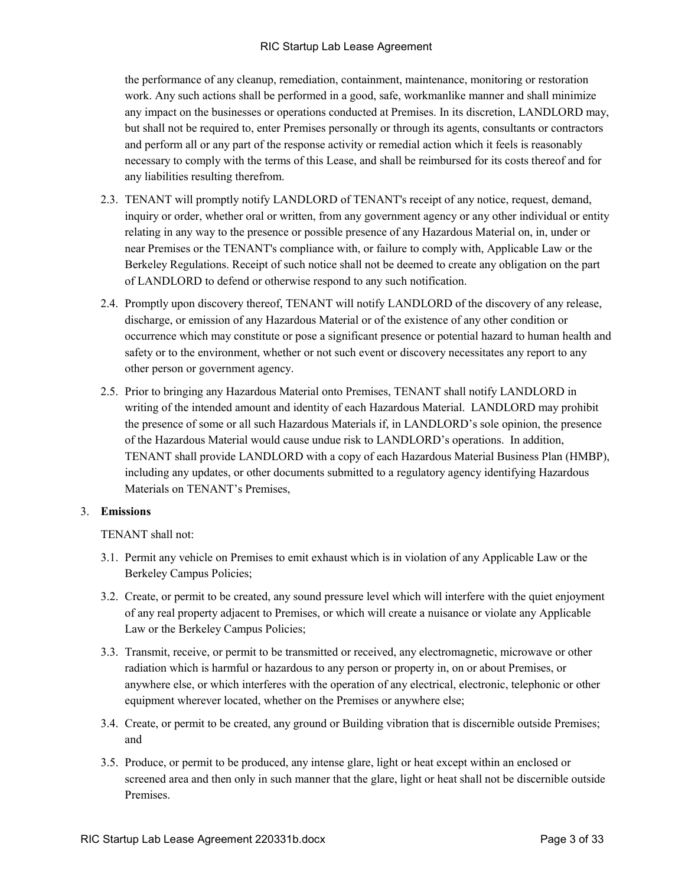the performance of any cleanup, remediation, containment, maintenance, monitoring or restoration work. Any such actions shall be performed in a good, safe, workmanlike manner and shall minimize any impact on the businesses or operations conducted at Premises. In its discretion, LANDLORD may, but shall not be required to, enter Premises personally or through its agents, consultants or contractors and perform all or any part of the response activity or remedial action which it feels is reasonably necessary to comply with the terms of this Lease, and shall be reimbursed for its costs thereof and for any liabilities resulting therefrom.

2.3. TENANT will promptly notify LANDLORD of TENANT's receipt of any notice, request, demand, inquiry or order, whether oral or written, from any government agency or any other individual or entity relating in any way to the presence or possible presence of any Hazardous Material on, in, under or near Premises or the TENANT's compliance with, or failure to comply with, Applicable Law or the Berkeley Regulations. Receipt of such notice shall not be deemed to create any obligation on the part of LANDLORD to defend or otherwise respond to any such notification.

2.4. Promptly upon discovery thereof, TENANT will notify LANDLORD of the discovery of any release, discharge, or emission of any Hazardous Material or of the existence of any other condition or occurrence which may constitute or pose a significant presence or potential hazard to human health and safety or to the environment, whether or not such event or discovery necessitates any report to any other person or government agency.

2.5. Prior to bringing any Hazardous Material onto Premises, TENANT shall notify LANDLORD in writing of the intended amount and identity of each Hazardous Material. LANDLORD may prohibit the presence of some or all such Hazardous Materials if, in LANDLORD's sole opinion, the presence of the Hazardous Material would cause undue risk to LANDLORD's operations. In addition, TENANT shall provide LANDLORD with a copy of each Hazardous Material Business Plan (HMBP), including any updates, or other documents submitted to a regulatory agency identifying Hazardous Materials on TENANT's Premises,

3. **Emissions**

TENANT shall not:

3.1. Permit any vehicle on Premises to emit exhaust which is in violation of any Applicable Law or the Berkeley Campus Policies;

3.2. Create, or permit to be created, any sound pressure level which will interfere with the quiet enjoyment of any real property adjacent to Premises, or which will create a nuisance or violate any Applicable Law or the Berkeley Campus Policies;

3.3. Transmit, receive, or permit to be transmitted or received, any electromagnetic, microwave or other radiation which is harmful or hazardous to any person or property in, on or about Premises, or anywhere else, or which interferes with the operation of any electrical, electronic, telephonic or other equipment wherever located, whether on the Premises or anywhere else;

3.4. Create, or permit to be created, any ground or Building vibration that is discernible outside Premises; and

3.5. Produce, or permit to be produced, any intense glare, light or heat except within an enclosed or screened area and then only in such manner that the glare, light or heat shall not be discernible outside Premises.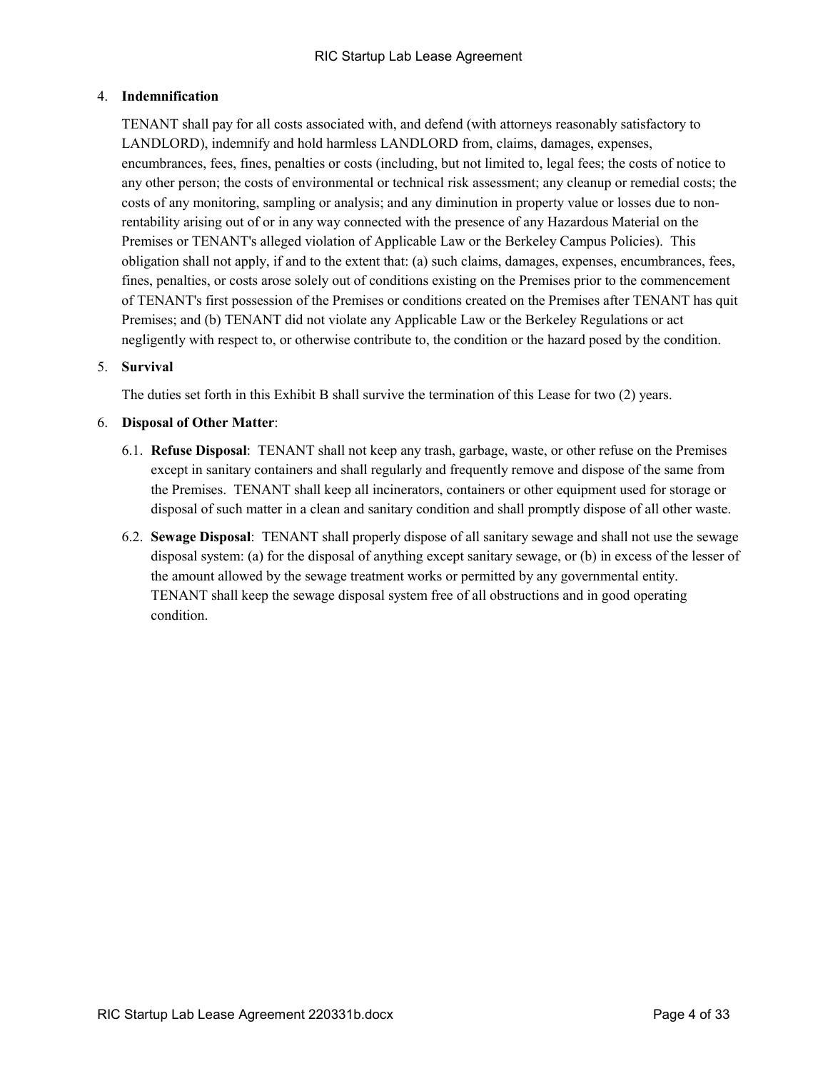4. **Indemnification**

   TENANT shall pay for all costs associated with, and defend (with attorneys reasonably satisfactory to LANDLORD), indemnify and hold harmless LANDLORD from, claims, damages, expenses, encumbrances, fees, fines, penalties or costs (including, but not limited to, legal fees; the costs of notice to any other person; the costs of environmental or technical risk assessment; any cleanup or remedial costs; the costs of any monitoring, sampling or analysis; and any diminution in property value or losses due to non-rentability arising out of or in any way connected with the presence of any Hazardous Material on the Premises or TENANT's alleged violation of Applicable Law or the Berkeley Campus Policies). This obligation shall not apply, if and to the extent that: (a) such claims, damages, expenses, encumbrances, fees, fines, penalties, or costs arose solely out of conditions existing on the Premises prior to the commencement of TENANT's first possession of the Premises or conditions created on the Premises after TENANT has quit Premises; and (b) TENANT did not violate any Applicable Law or the Berkeley Regulations or act negligently with respect to, or otherwise contribute to, the condition or the hazard posed by the condition.

5. **Survival**

   The duties set forth in this Exhibit B shall survive the termination of this Lease for two (2) years.

6. **Disposal of Other Matter**:

   6.1. **Refuse Disposal**: TENANT shall not keep any trash, garbage, waste, or other refuse on the Premises except in sanitary containers and shall regularly and frequently remove and dispose of the same from the Premises. TENANT shall keep all incinerators, containers or other equipment used for storage or disposal of such matter in a clean and sanitary condition and shall promptly dispose of all other waste.

   6.2. **Sewage Disposal**: TENANT shall properly dispose of all sanitary sewage and shall not use the sewage disposal system: (a) for the disposal of anything except sanitary sewage, or (b) in excess of the lesser of the amount allowed by the sewage treatment works or permitted by any governmental entity. TENANT shall keep the sewage disposal system free of all obstructions and in good operating condition.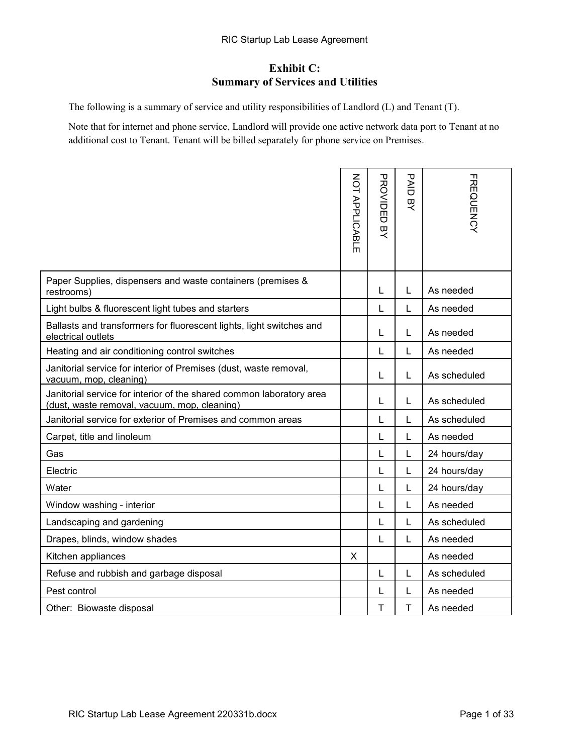# Exhibit C:
# Summary of Services and Utilities

The following is a summary of service and utility responsibilities of Landlord (L) and Tenant (T).

Note that for internet and phone service, Landlord will provide one active network data port to Tenant at no additional cost to Tenant. Tenant will be billed separately for phone service on Premises.

| | NOT APPLICABLE | PROVIDED BY | PAID BY | FREQUENCY |
|---|---|---|---|---|
| Paper Supplies, dispensers and waste containers (premises & restrooms) | | L | L | As needed |
| Light bulbs & fluorescent light tubes and starters | | L | L | As needed |
| Ballasts and transformers for fluorescent lights, light switches and electrical outlets | | L | L | As needed |
| Heating and air conditioning control switches | | L | L | As needed |
| Janitorial service for interior of Premises (dust, waste removal, vacuum, mop, cleaning) | | L | L | As scheduled |
| Janitorial service for interior of the shared common laboratory area (dust, waste removal, vacuum, mop, cleaning) | | L | L | As scheduled |
| Janitorial service for exterior of Premises and common areas | | L | L | As scheduled |
| Carpet, title and linoleum | | L | L | As needed |
| Gas | | L | L | 24 hours/day |
| Electric | | L | L | 24 hours/day |
| Water | | L | L | 24 hours/day |
| Window washing - interior | | L | L | As needed |
| Landscaping and gardening | | L | L | As scheduled |
| Drapes, blinds, window shades | | L | L | As needed |
| Kitchen appliances | X | | | As needed |
| Refuse and rubbish and garbage disposal | | L | L | As scheduled |
| Pest control | | L | L | As needed |
| Other: Biowaste disposal | | T | T | As needed |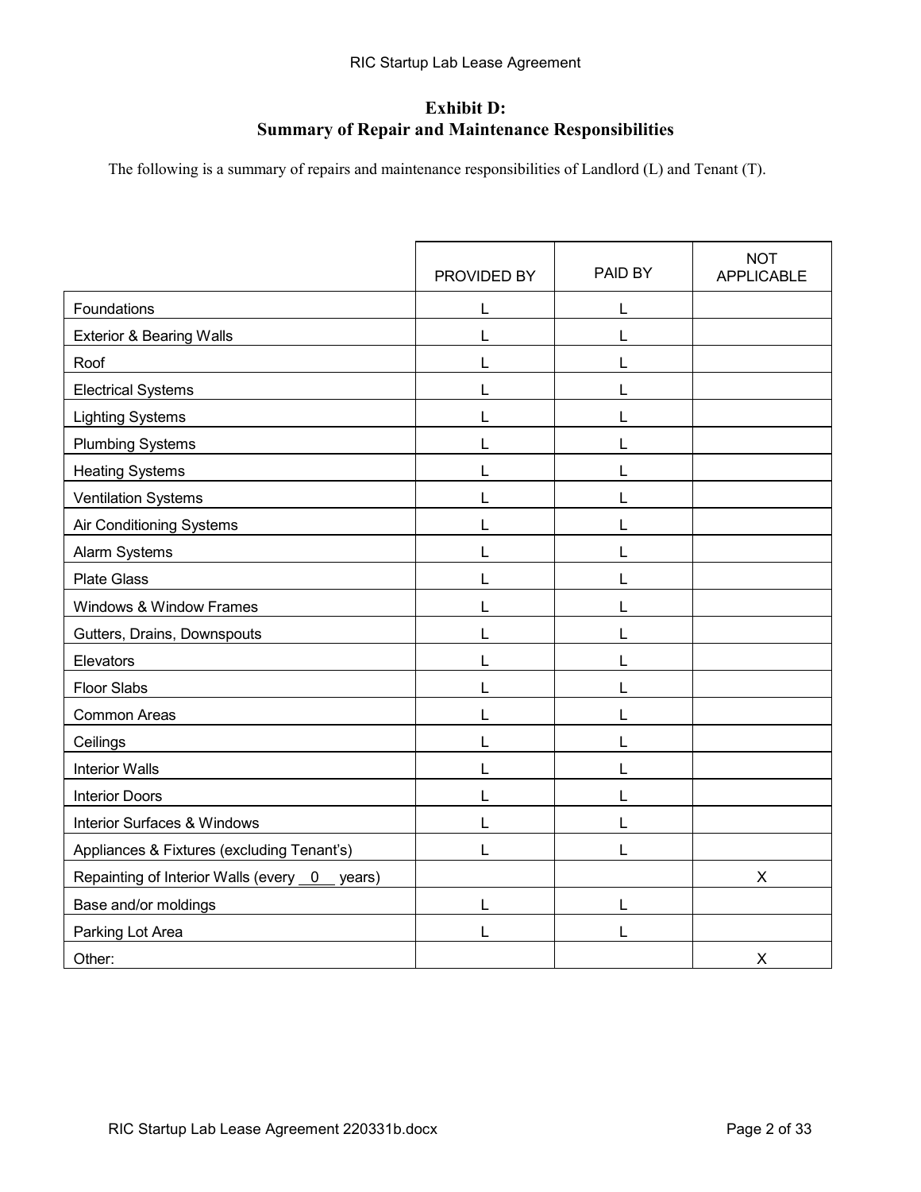## Exhibit D:
## Summary of Repair and Maintenance Responsibilities

The following is a summary of repairs and maintenance responsibilities of Landlord (L) and Tenant (T).

| | PROVIDED BY | PAID BY | NOT APPLICABLE |
|---|---|---|---|
| Foundations | L | L | |
| Exterior & Bearing Walls | L | L | |
| Roof | L | L | |
| Electrical Systems | L | L | |
| Lighting Systems | L | L | |
| Plumbing Systems | L | L | |
| Heating Systems | L | L | |
| Ventilation Systems | L | L | |
| Air Conditioning Systems | L | L | |
| Alarm Systems | L | L | |
| Plate Glass | L | L | |
| Windows & Window Frames | L | L | |
| Gutters, Drains, Downspouts | L | L | |
| Elevators | L | L | |
| Floor Slabs | L | L | |
| Common Areas | L | L | |
| Ceilings | L | L | |
| Interior Walls | L | L | |
| Interior Doors | L | L | |
| Interior Surfaces & Windows | L | L | |
| Appliances & Fixtures (excluding Tenant's) | L | L | |
| Repainting of Interior Walls (every \_\_0\_\_ years) | | | X |
| Base and/or moldings | L | L | |
| Parking Lot Area | L | L | |
| Other: | | | X |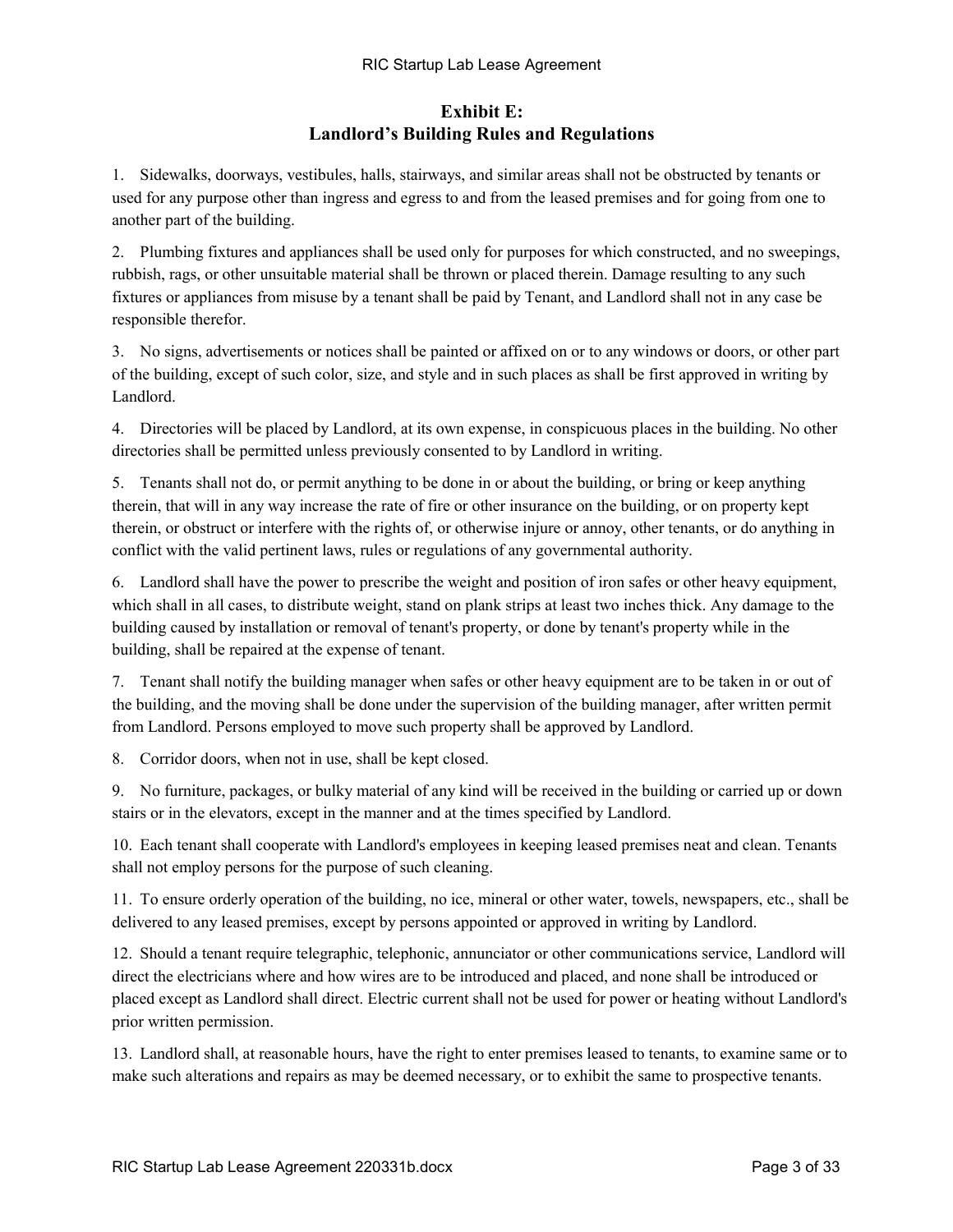## Exhibit E:
## Landlord's Building Rules and Regulations

1. Sidewalks, doorways, vestibules, halls, stairways, and similar areas shall not be obstructed by tenants or used for any purpose other than ingress and egress to and from the leased premises and for going from one to another part of the building.

2. Plumbing fixtures and appliances shall be used only for purposes for which constructed, and no sweepings, rubbish, rags, or other unsuitable material shall be thrown or placed therein. Damage resulting to any such fixtures or appliances from misuse by a tenant shall be paid by Tenant, and Landlord shall not in any case be responsible therefor.

3. No signs, advertisements or notices shall be painted or affixed on or to any windows or doors, or other part of the building, except of such color, size, and style and in such places as shall be first approved in writing by Landlord.

4. Directories will be placed by Landlord, at its own expense, in conspicuous places in the building. No other directories shall be permitted unless previously consented to by Landlord in writing.

5. Tenants shall not do, or permit anything to be done in or about the building, or bring or keep anything therein, that will in any way increase the rate of fire or other insurance on the building, or on property kept therein, or obstruct or interfere with the rights of, or otherwise injure or annoy, other tenants, or do anything in conflict with the valid pertinent laws, rules or regulations of any governmental authority.

6. Landlord shall have the power to prescribe the weight and position of iron safes or other heavy equipment, which shall in all cases, to distribute weight, stand on plank strips at least two inches thick. Any damage to the building caused by installation or removal of tenant's property, or done by tenant's property while in the building, shall be repaired at the expense of tenant.

7. Tenant shall notify the building manager when safes or other heavy equipment are to be taken in or out of the building, and the moving shall be done under the supervision of the building manager, after written permit from Landlord. Persons employed to move such property shall be approved by Landlord.

8. Corridor doors, when not in use, shall be kept closed.

9. No furniture, packages, or bulky material of any kind will be received in the building or carried up or down stairs or in the elevators, except in the manner and at the times specified by Landlord.

10. Each tenant shall cooperate with Landlord's employees in keeping leased premises neat and clean. Tenants shall not employ persons for the purpose of such cleaning.

11. To ensure orderly operation of the building, no ice, mineral or other water, towels, newspapers, etc., shall be delivered to any leased premises, except by persons appointed or approved in writing by Landlord.

12. Should a tenant require telegraphic, telephonic, annunciator or other communications service, Landlord will direct the electricians where and how wires are to be introduced and placed, and none shall be introduced or placed except as Landlord shall direct. Electric current shall not be used for power or heating without Landlord's prior written permission.

13. Landlord shall, at reasonable hours, have the right to enter premises leased to tenants, to examine same or to make such alterations and repairs as may be deemed necessary, or to exhibit the same to prospective tenants.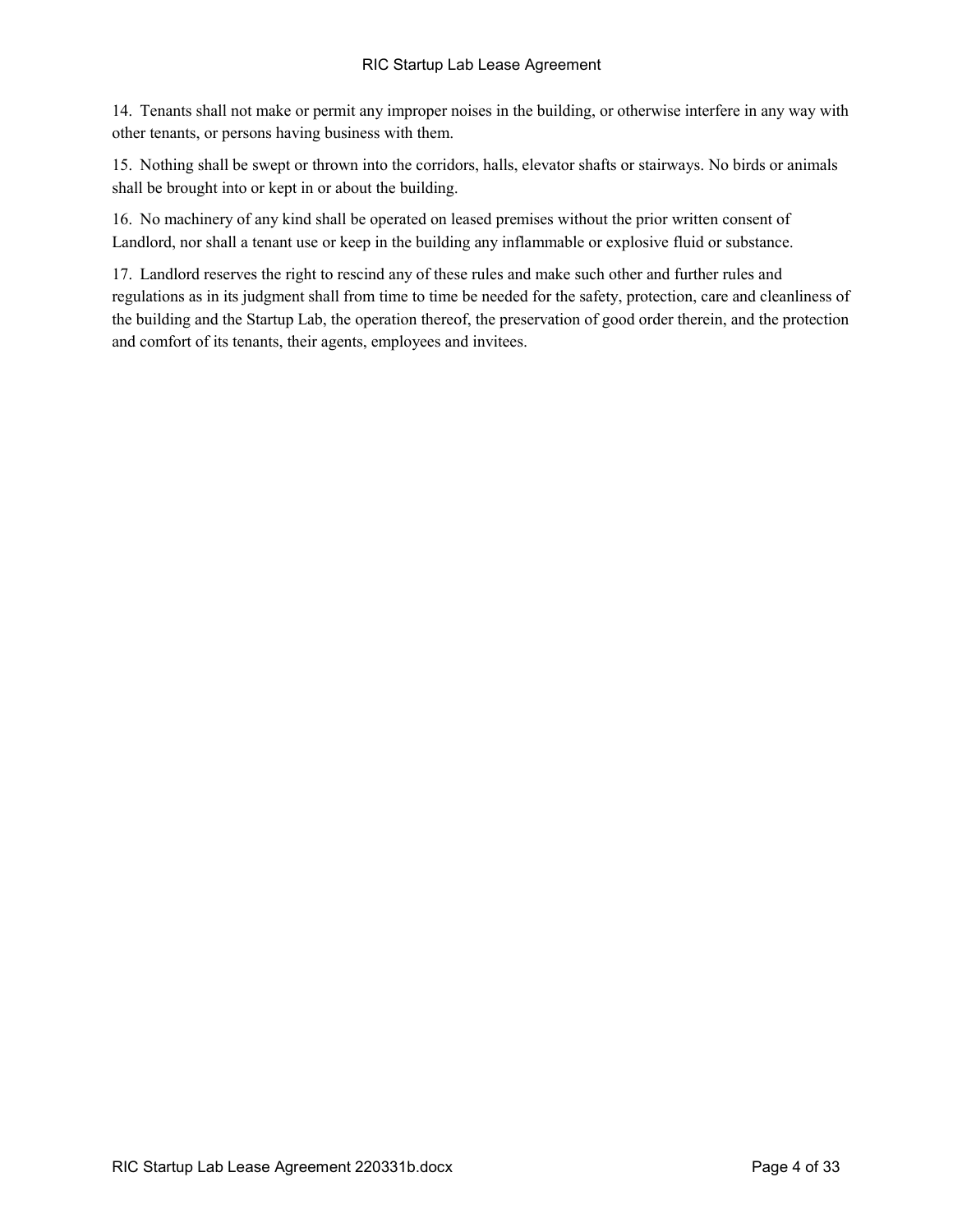14. Tenants shall not make or permit any improper noises in the building, or otherwise interfere in any way with other tenants, or persons having business with them.

15. Nothing shall be swept or thrown into the corridors, halls, elevator shafts or stairways. No birds or animals shall be brought into or kept in or about the building.

16. No machinery of any kind shall be operated on leased premises without the prior written consent of Landlord, nor shall a tenant use or keep in the building any inflammable or explosive fluid or substance.

17. Landlord reserves the right to rescind any of these rules and make such other and further rules and regulations as in its judgment shall from time to time be needed for the safety, protection, care and cleanliness of the building and the Startup Lab, the operation thereof, the preservation of good order therein, and the protection and comfort of its tenants, their agents, employees and invitees.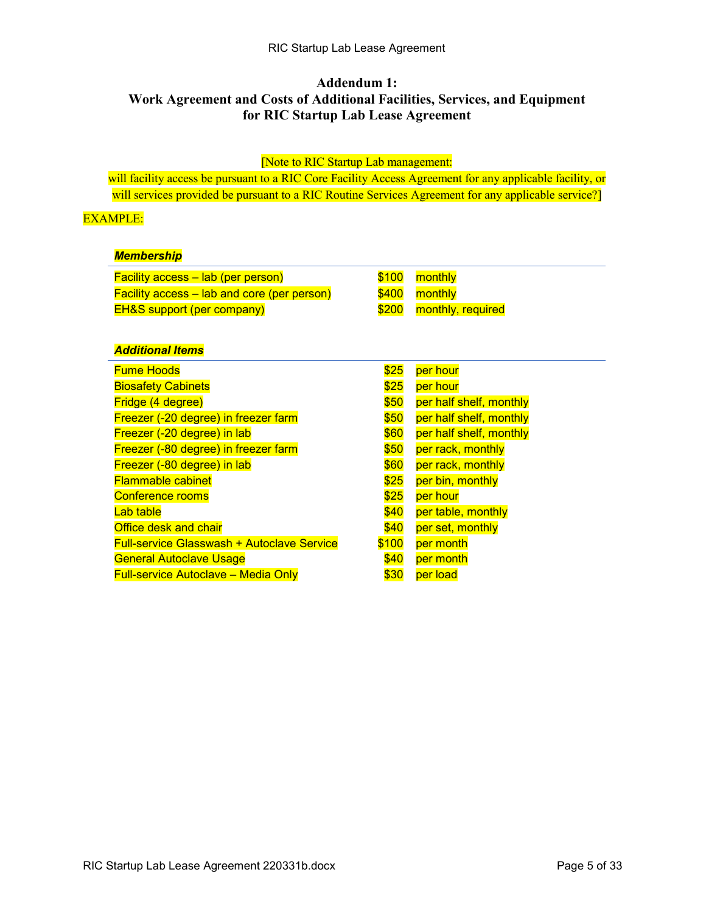## Addendum 1:
## Work Agreement and Costs of Additional Facilities, Services, and Equipment for RIC Startup Lab Lease Agreement

[Note to RIC Startup Lab management:
will facility access be pursuant to a RIC Core Facility Access Agreement for any applicable facility, or will services provided be pursuant to a RIC Routine Services Agreement for any applicable service?]

EXAMPLE:

***Membership***

| | | |
|---|---|---|
| Facility access – lab (per person) | $100 | monthly |
| Facility access – lab and core (per person) | $400 | monthly |
| EH&S support (per company) | $200 | monthly, required |

***Additional Items***

| | | |
|---|---|---|
| Fume Hoods | $25 | per hour |
| Biosafety Cabinets | $25 | per hour |
| Fridge (4 degree) | $50 | per half shelf, monthly |
| Freezer (-20 degree) in freezer farm | $50 | per half shelf, monthly |
| Freezer (-20 degree) in lab | $60 | per half shelf, monthly |
| Freezer (-80 degree) in freezer farm | $50 | per rack, monthly |
| Freezer (-80 degree) in lab | $60 | per rack, monthly |
| Flammable cabinet | $25 | per bin, monthly |
| Conference rooms | $25 | per hour |
| Lab table | $40 | per table, monthly |
| Office desk and chair | $40 | per set, monthly |
| Full-service Glasswash + Autoclave Service | $100 | per month |
| General Autoclave Usage | $40 | per month |
| Full-service Autoclave – Media Only | $30 | per load |